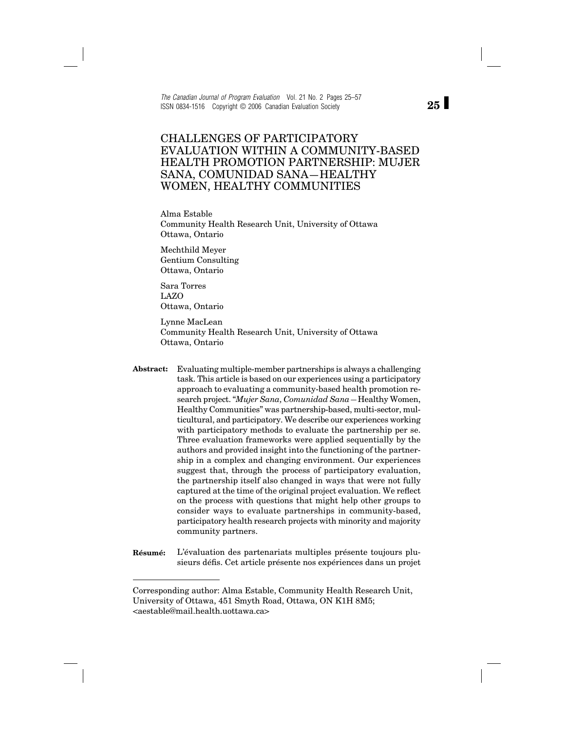# CHALLENGES OF PARTICIPATORY EVALUATION WITHIN A COMMUNITY-BASED HEALTH PROMOTION PARTNERSHIP: MUJER SANA, COMUNIDAD SANA—HEALTHY WOMEN, HEALTHY COMMUNITIES

Alma Estable
Community Health Research Unit, University of Ottawa
Ottawa, Ontario

Mechthild Meyer
Gentium Consulting
Ottawa, Ontario

Sara Torres
LAZO
Ottawa, Ontario

Lynne MacLean
Community Health Research Unit, University of Ottawa
Ottawa, Ontario

**Abstract:** Evaluating multiple-member partnerships is always a challenging task. This article is based on our experiences using a participatory approach to evaluating a community-based health promotion research project. "*Mujer Sana, Comunidad Sana*—Healthy Women, Healthy Communities" was partnership-based, multi-sector, multicultural, and participatory. We describe our experiences working with participatory methods to evaluate the partnership per se. Three evaluation frameworks were applied sequentially by the authors and provided insight into the functioning of the partnership in a complex and changing environment. Our experiences suggest that, through the process of participatory evaluation, the partnership itself also changed in ways that were not fully captured at the time of the original project evaluation. We reflect on the process with questions that might help other groups to consider ways to evaluate partnerships in community-based, participatory health research projects with minority and majority community partners.

**Résumé:** L'évaluation des partenariats multiples présente toujours plusieurs défis. Cet article présente nos expériences dans un projet

---

Corresponding author: Alma Estable, Community Health Research Unit, University of Ottawa, 451 Smyth Road, Ottawa, ON K1H 8M5; <aestable@mail.health.uottawa.ca>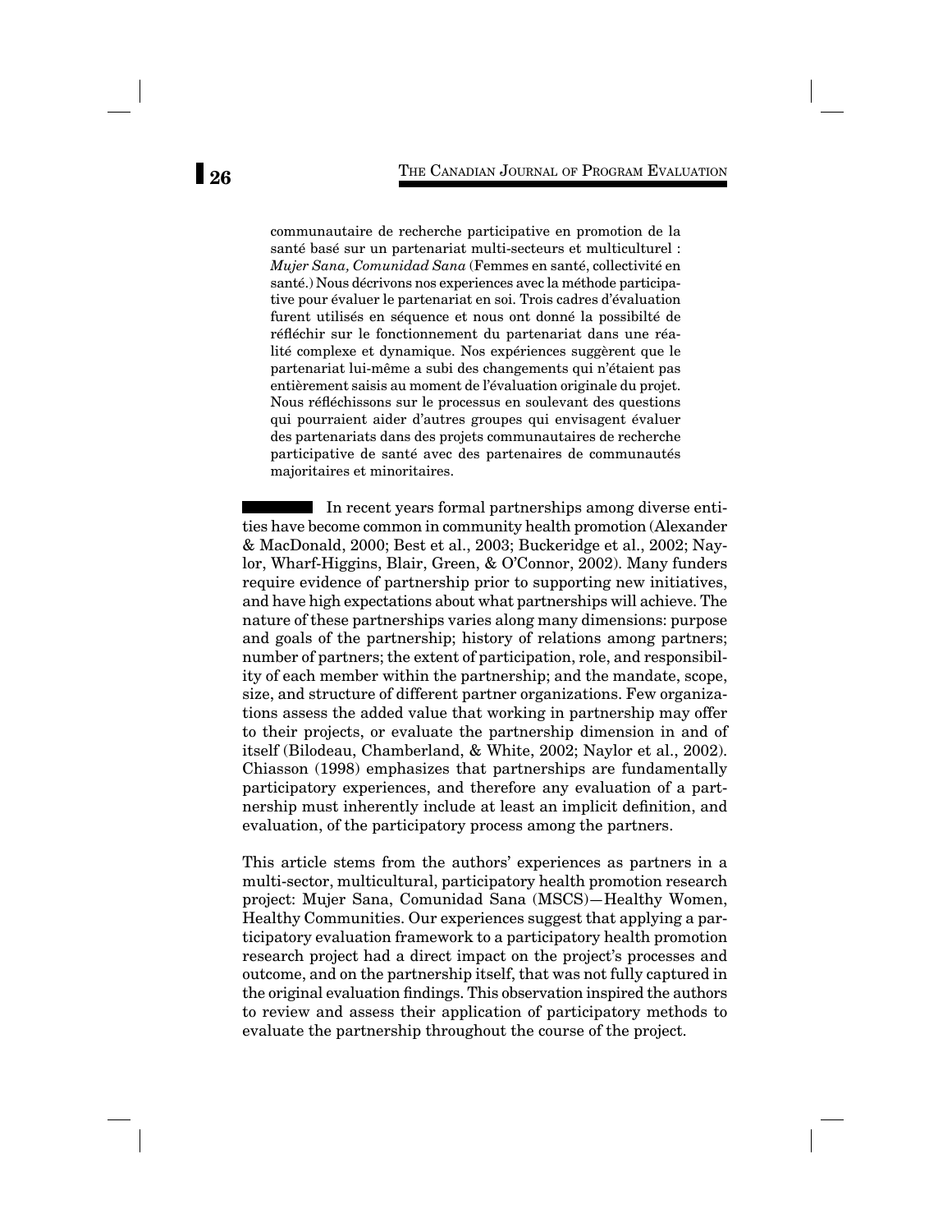communautaire de recherche participative en promotion de la santé basé sur un partenariat multi-secteurs et multiculturel : *Mujer Sana, Comunidad Sana* (Femmes en santé, collectivité en santé.) Nous décrivons nos experiences avec la méthode participative pour évaluer le partenariat en soi. Trois cadres d'évaluation furent utilisés en séquence et nous ont donné la possibilté de réfléchir sur le fonctionnement du partenariat dans une réalité complexe et dynamique. Nos expériences suggèrent que le partenariat lui-même a subi des changements qui n'étaient pas entièrement saisis au moment de l'évaluation originale du projet. Nous réfléchissons sur le processus en soulevant des questions qui pourraient aider d'autres groupes qui envisagent évaluer des partenariats dans des projets communautaires de recherche participative de santé avec des partenaires de communautés majoritaires et minoritaires.

In recent years formal partnerships among diverse entities have become common in community health promotion (Alexander & MacDonald, 2000; Best et al., 2003; Buckeridge et al., 2002; Naylor, Wharf-Higgins, Blair, Green, & O'Connor, 2002). Many funders require evidence of partnership prior to supporting new initiatives, and have high expectations about what partnerships will achieve. The nature of these partnerships varies along many dimensions: purpose and goals of the partnership; history of relations among partners; number of partners; the extent of participation, role, and responsibility of each member within the partnership; and the mandate, scope, size, and structure of different partner organizations. Few organizations assess the added value that working in partnership may offer to their projects, or evaluate the partnership dimension in and of itself (Bilodeau, Chamberland, & White, 2002; Naylor et al., 2002). Chiasson (1998) emphasizes that partnerships are fundamentally participatory experiences, and therefore any evaluation of a partnership must inherently include at least an implicit definition, and evaluation, of the participatory process among the partners.

This article stems from the authors' experiences as partners in a multi-sector, multicultural, participatory health promotion research project: Mujer Sana, Comunidad Sana (MSCS)—Healthy Women, Healthy Communities. Our experiences suggest that applying a participatory evaluation framework to a participatory health promotion research project had a direct impact on the project's processes and outcome, and on the partnership itself, that was not fully captured in the original evaluation findings. This observation inspired the authors to review and assess their application of participatory methods to evaluate the partnership throughout the course of the project.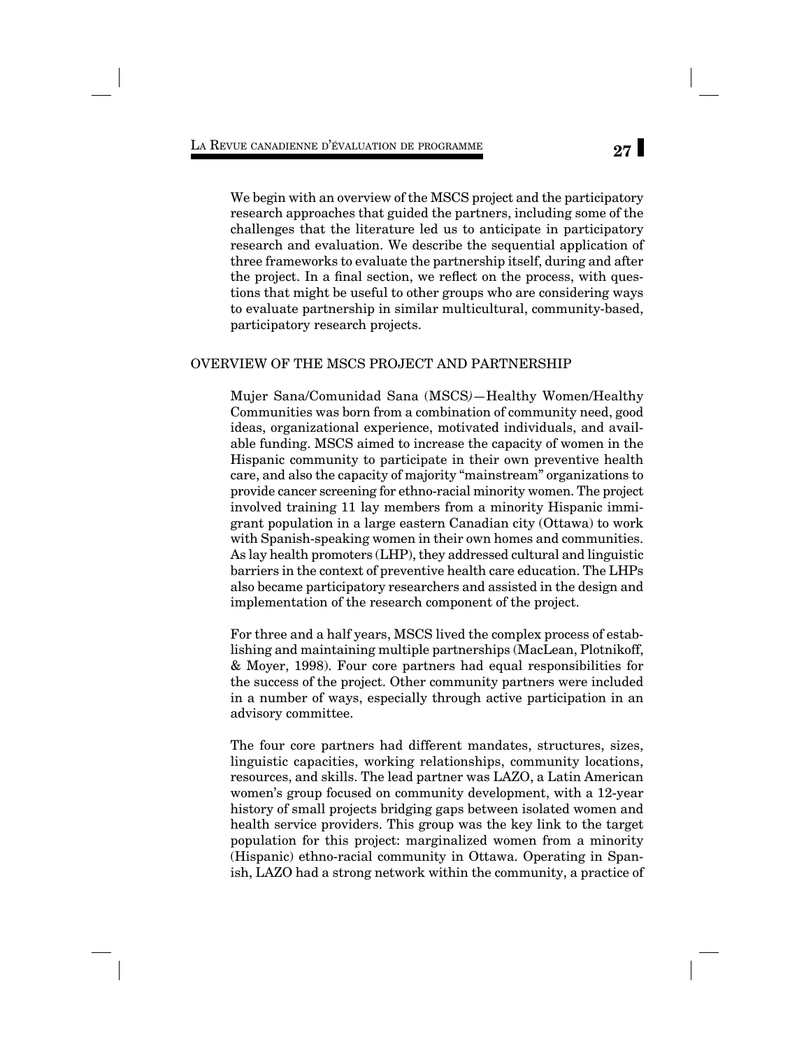We begin with an overview of the MSCS project and the participatory research approaches that guided the partners, including some of the challenges that the literature led us to anticipate in participatory research and evaluation. We describe the sequential application of three frameworks to evaluate the partnership itself, during and after the project. In a final section, we reflect on the process, with questions that might be useful to other groups who are considering ways to evaluate partnership in similar multicultural, community-based, participatory research projects.

## OVERVIEW OF THE MSCS PROJECT AND PARTNERSHIP

Mujer Sana/Comunidad Sana (MSCS)—Healthy Women/Healthy Communities was born from a combination of community need, good ideas, organizational experience, motivated individuals, and available funding. MSCS aimed to increase the capacity of women in the Hispanic community to participate in their own preventive health care, and also the capacity of majority "mainstream" organizations to provide cancer screening for ethno-racial minority women. The project involved training 11 lay members from a minority Hispanic immigrant population in a large eastern Canadian city (Ottawa) to work with Spanish-speaking women in their own homes and communities. As lay health promoters (LHP), they addressed cultural and linguistic barriers in the context of preventive health care education. The LHPs also became participatory researchers and assisted in the design and implementation of the research component of the project.

For three and a half years, MSCS lived the complex process of establishing and maintaining multiple partnerships (MacLean, Plotnikoff, & Moyer, 1998). Four core partners had equal responsibilities for the success of the project. Other community partners were included in a number of ways, especially through active participation in an advisory committee.

The four core partners had different mandates, structures, sizes, linguistic capacities, working relationships, community locations, resources, and skills. The lead partner was LAZO, a Latin American women's group focused on community development, with a 12-year history of small projects bridging gaps between isolated women and health service providers. This group was the key link to the target population for this project: marginalized women from a minority (Hispanic) ethno-racial community in Ottawa. Operating in Spanish, LAZO had a strong network within the community, a practice of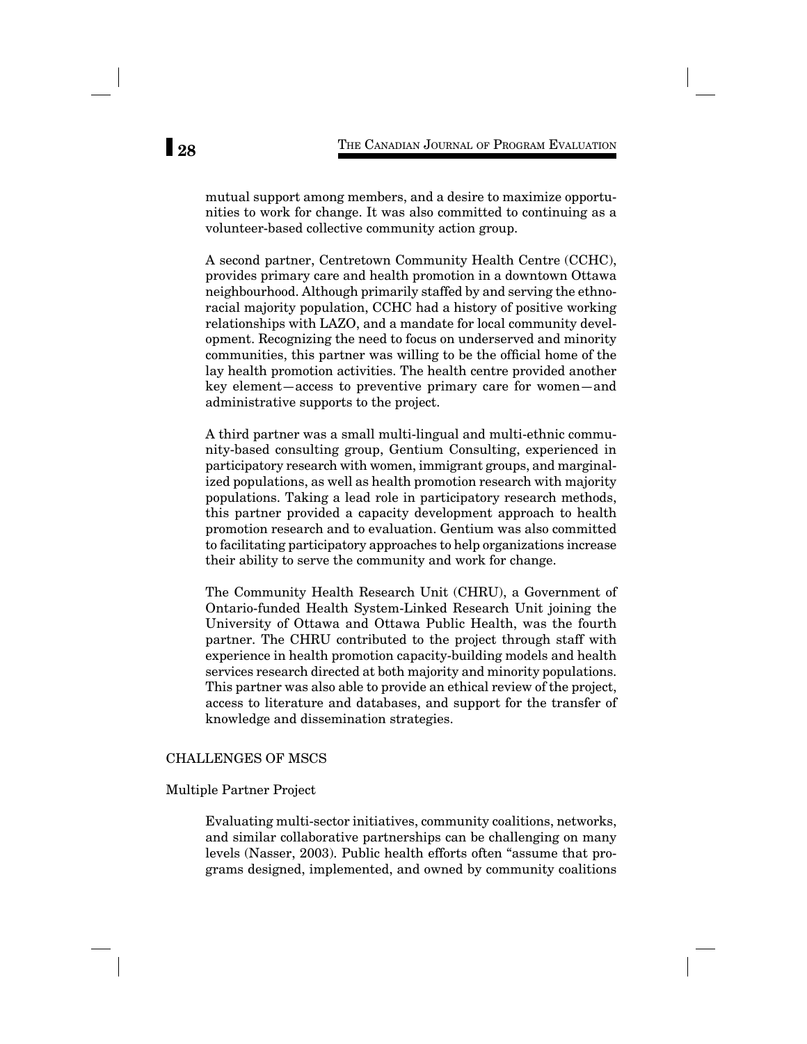mutual support among members, and a desire to maximize opportunities to work for change. It was also committed to continuing as a volunteer-based collective community action group.

A second partner, Centretown Community Health Centre (CCHC), provides primary care and health promotion in a downtown Ottawa neighbourhood. Although primarily staffed by and serving the ethnoracial majority population, CCHC had a history of positive working relationships with LAZO, and a mandate for local community development. Recognizing the need to focus on underserved and minority communities, this partner was willing to be the official home of the lay health promotion activities. The health centre provided another key element—access to preventive primary care for women—and administrative supports to the project.

A third partner was a small multi-lingual and multi-ethnic community-based consulting group, Gentium Consulting, experienced in participatory research with women, immigrant groups, and marginalized populations, as well as health promotion research with majority populations. Taking a lead role in participatory research methods, this partner provided a capacity development approach to health promotion research and to evaluation. Gentium was also committed to facilitating participatory approaches to help organizations increase their ability to serve the community and work for change.

The Community Health Research Unit (CHRU), a Government of Ontario-funded Health System-Linked Research Unit joining the University of Ottawa and Ottawa Public Health, was the fourth partner. The CHRU contributed to the project through staff with experience in health promotion capacity-building models and health services research directed at both majority and minority populations. This partner was also able to provide an ethical review of the project, access to literature and databases, and support for the transfer of knowledge and dissemination strategies.

## CHALLENGES OF MSCS

### Multiple Partner Project

Evaluating multi-sector initiatives, community coalitions, networks, and similar collaborative partnerships can be challenging on many levels (Nasser, 2003). Public health efforts often "assume that programs designed, implemented, and owned by community coalitions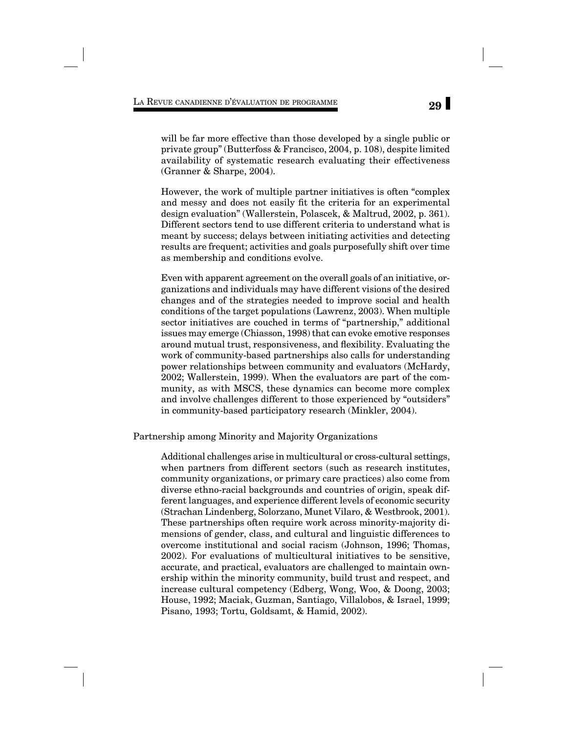will be far more effective than those developed by a single public or private group" (Butterfoss & Francisco, 2004, p. 108), despite limited availability of systematic research evaluating their effectiveness (Granner & Sharpe, 2004).

However, the work of multiple partner initiatives is often "complex and messy and does not easily fit the criteria for an experimental design evaluation" (Wallerstein, Polascek, & Maltrud, 2002, p. 361). Different sectors tend to use different criteria to understand what is meant by success; delays between initiating activities and detecting results are frequent; activities and goals purposefully shift over time as membership and conditions evolve.

Even with apparent agreement on the overall goals of an initiative, organizations and individuals may have different visions of the desired changes and of the strategies needed to improve social and health conditions of the target populations (Lawrenz, 2003). When multiple sector initiatives are couched in terms of "partnership," additional issues may emerge (Chiasson, 1998) that can evoke emotive responses around mutual trust, responsiveness, and flexibility. Evaluating the work of community-based partnerships also calls for understanding power relationships between community and evaluators (McHardy, 2002; Wallerstein, 1999). When the evaluators are part of the community, as with MSCS, these dynamics can become more complex and involve challenges different to those experienced by "outsiders" in community-based participatory research (Minkler, 2004).

## Partnership among Minority and Majority Organizations

Additional challenges arise in multicultural or cross-cultural settings, when partners from different sectors (such as research institutes, community organizations, or primary care practices) also come from diverse ethno-racial backgrounds and countries of origin, speak different languages, and experience different levels of economic security (Strachan Lindenberg, Solorzano, Munet Vilaro, & Westbrook, 2001). These partnerships often require work across minority-majority dimensions of gender, class, and cultural and linguistic differences to overcome institutional and social racism (Johnson, 1996; Thomas, 2002). For evaluations of multicultural initiatives to be sensitive, accurate, and practical, evaluators are challenged to maintain ownership within the minority community, build trust and respect, and increase cultural competency (Edberg, Wong, Woo, & Doong, 2003; House, 1992; Maciak, Guzman, Santiago, Villalobos, & Israel, 1999; Pisano, 1993; Tortu, Goldsamt, & Hamid, 2002).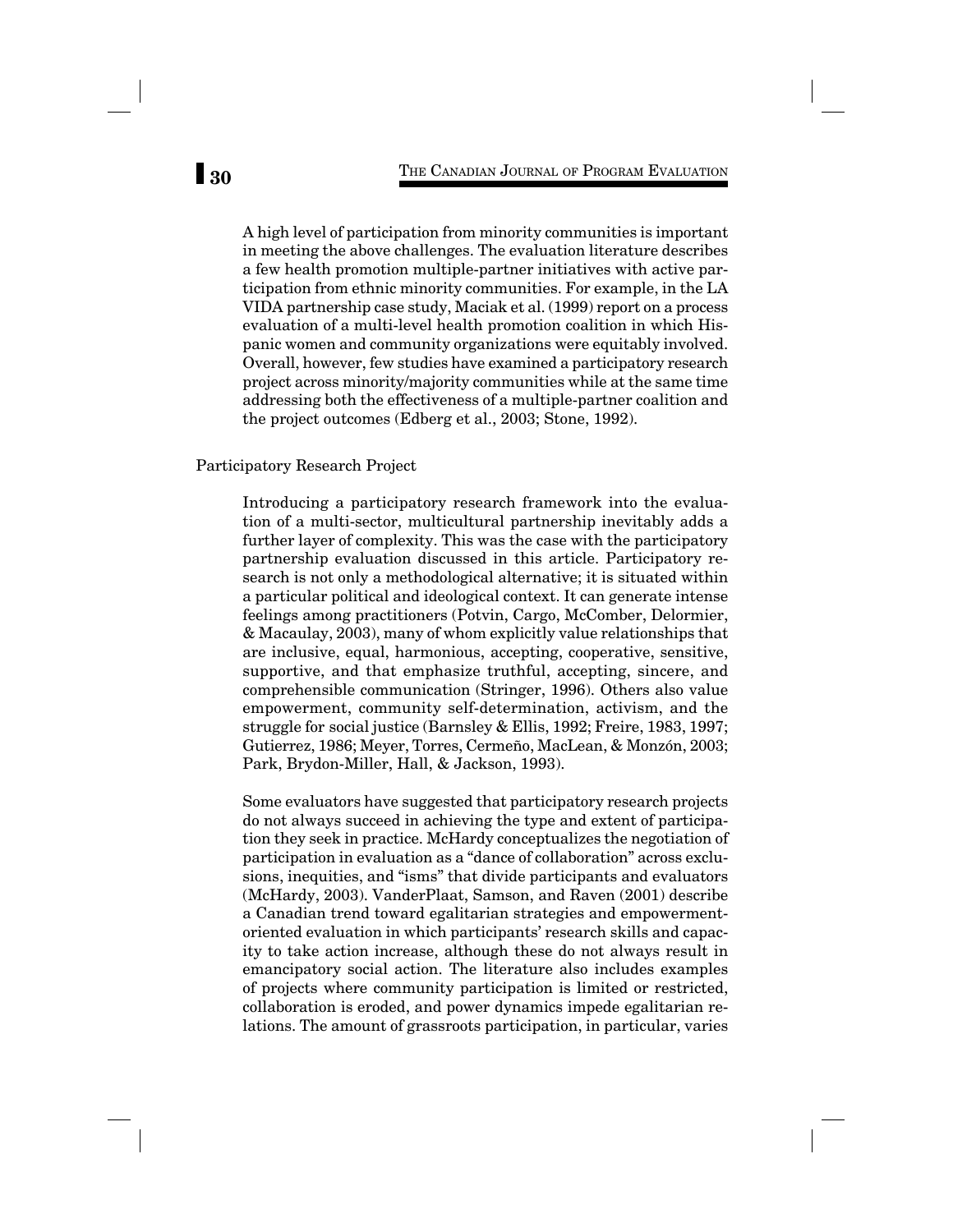A high level of participation from minority communities is important in meeting the above challenges. The evaluation literature describes a few health promotion multiple-partner initiatives with active participation from ethnic minority communities. For example, in the LA VIDA partnership case study, Maciak et al. (1999) report on a process evaluation of a multi-level health promotion coalition in which Hispanic women and community organizations were equitably involved. Overall, however, few studies have examined a participatory research project across minority/majority communities while at the same time addressing both the effectiveness of a multiple-partner coalition and the project outcomes (Edberg et al., 2003; Stone, 1992).

## Participatory Research Project

Introducing a participatory research framework into the evaluation of a multi-sector, multicultural partnership inevitably adds a further layer of complexity. This was the case with the participatory partnership evaluation discussed in this article. Participatory research is not only a methodological alternative; it is situated within a particular political and ideological context. It can generate intense feelings among practitioners (Potvin, Cargo, McComber, Delormier, & Macaulay, 2003), many of whom explicitly value relationships that are inclusive, equal, harmonious, accepting, cooperative, sensitive, supportive, and that emphasize truthful, accepting, sincere, and comprehensible communication (Stringer, 1996). Others also value empowerment, community self-determination, activism, and the struggle for social justice (Barnsley & Ellis, 1992; Freire, 1983, 1997; Gutierrez, 1986; Meyer, Torres, Cermeño, MacLean, & Monzón, 2003; Park, Brydon-Miller, Hall, & Jackson, 1993).

Some evaluators have suggested that participatory research projects do not always succeed in achieving the type and extent of participation they seek in practice. McHardy conceptualizes the negotiation of participation in evaluation as a "dance of collaboration" across exclusions, inequities, and "isms" that divide participants and evaluators (McHardy, 2003). VanderPlaat, Samson, and Raven (2001) describe a Canadian trend toward egalitarian strategies and empowerment-oriented evaluation in which participants' research skills and capacity to take action increase, although these do not always result in emancipatory social action. The literature also includes examples of projects where community participation is limited or restricted, collaboration is eroded, and power dynamics impede egalitarian relations. The amount of grassroots participation, in particular, varies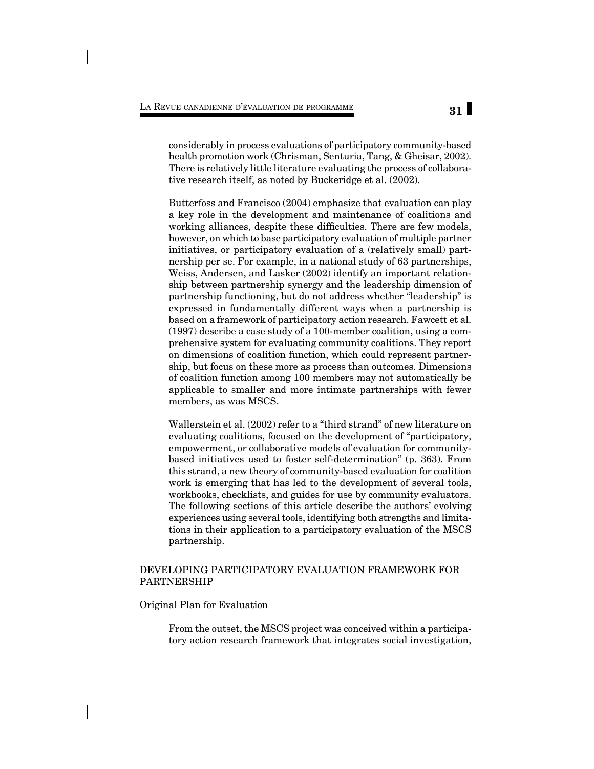considerably in process evaluations of participatory community-based health promotion work (Chrisman, Senturia, Tang, & Gheisar, 2002). There is relatively little literature evaluating the process of collaborative research itself, as noted by Buckeridge et al. (2002).

Butterfoss and Francisco (2004) emphasize that evaluation can play a key role in the development and maintenance of coalitions and working alliances, despite these difficulties. There are few models, however, on which to base participatory evaluation of multiple partner initiatives, or participatory evaluation of a (relatively small) partnership per se. For example, in a national study of 63 partnerships, Weiss, Andersen, and Lasker (2002) identify an important relationship between partnership synergy and the leadership dimension of partnership functioning, but do not address whether "leadership" is expressed in fundamentally different ways when a partnership is based on a framework of participatory action research. Fawcett et al. (1997) describe a case study of a 100-member coalition, using a comprehensive system for evaluating community coalitions. They report on dimensions of coalition function, which could represent partnership, but focus on these more as process than outcomes. Dimensions of coalition function among 100 members may not automatically be applicable to smaller and more intimate partnerships with fewer members, as was MSCS.

Wallerstein et al. (2002) refer to a "third strand" of new literature on evaluating coalitions, focused on the development of "participatory, empowerment, or collaborative models of evaluation for community-based initiatives used to foster self-determination" (p. 363). From this strand, a new theory of community-based evaluation for coalition work is emerging that has led to the development of several tools, workbooks, checklists, and guides for use by community evaluators. The following sections of this article describe the authors' evolving experiences using several tools, identifying both strengths and limitations in their application to a participatory evaluation of the MSCS partnership.

## DEVELOPING PARTICIPATORY EVALUATION FRAMEWORK FOR PARTNERSHIP

### Original Plan for Evaluation

From the outset, the MSCS project was conceived within a participatory action research framework that integrates social investigation,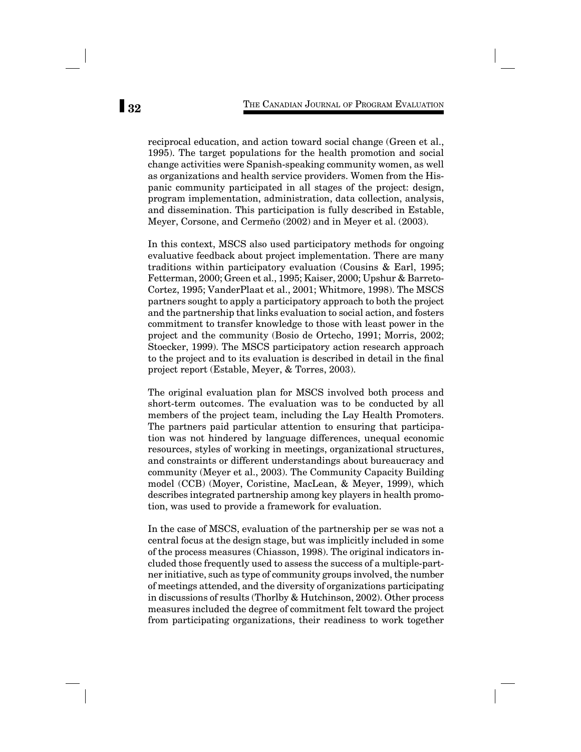reciprocal education, and action toward social change (Green et al., 1995). The target populations for the health promotion and social change activities were Spanish-speaking community women, as well as organizations and health service providers. Women from the Hispanic community participated in all stages of the project: design, program implementation, administration, data collection, analysis, and dissemination. This participation is fully described in Estable, Meyer, Corsone, and Cermeño (2002) and in Meyer et al. (2003).

In this context, MSCS also used participatory methods for ongoing evaluative feedback about project implementation. There are many traditions within participatory evaluation (Cousins & Earl, 1995; Fetterman, 2000; Green et al., 1995; Kaiser, 2000; Upshur & Barreto-Cortez, 1995; VanderPlaat et al., 2001; Whitmore, 1998). The MSCS partners sought to apply a participatory approach to both the project and the partnership that links evaluation to social action, and fosters commitment to transfer knowledge to those with least power in the project and the community (Bosio de Ortecho, 1991; Morris, 2002; Stoecker, 1999). The MSCS participatory action research approach to the project and to its evaluation is described in detail in the final project report (Estable, Meyer, & Torres, 2003).

The original evaluation plan for MSCS involved both process and short-term outcomes. The evaluation was to be conducted by all members of the project team, including the Lay Health Promoters. The partners paid particular attention to ensuring that participation was not hindered by language differences, unequal economic resources, styles of working in meetings, organizational structures, and constraints or different understandings about bureaucracy and community (Meyer et al., 2003). The Community Capacity Building model (CCB) (Moyer, Coristine, MacLean, & Meyer, 1999), which describes integrated partnership among key players in health promotion, was used to provide a framework for evaluation.

In the case of MSCS, evaluation of the partnership per se was not a central focus at the design stage, but was implicitly included in some of the process measures (Chiasson, 1998). The original indicators included those frequently used to assess the success of a multiple-partner initiative, such as type of community groups involved, the number of meetings attended, and the diversity of organizations participating in discussions of results (Thorlby & Hutchinson, 2002). Other process measures included the degree of commitment felt toward the project from participating organizations, their readiness to work together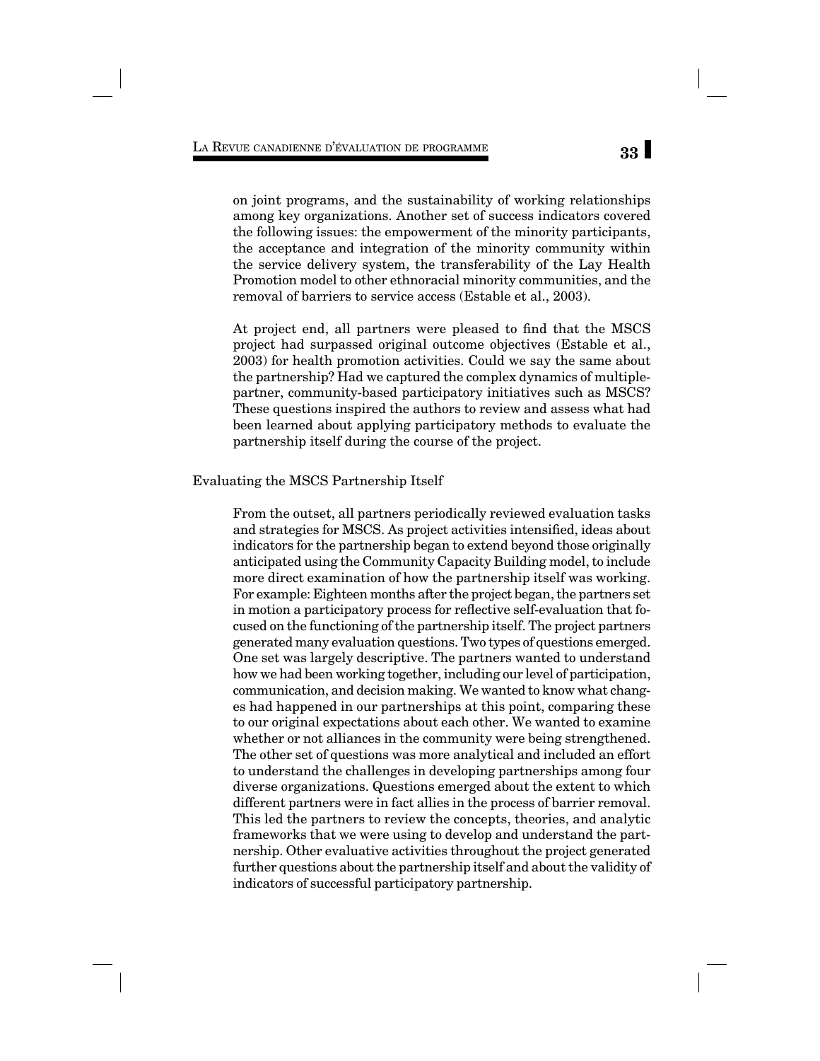on joint programs, and the sustainability of working relationships among key organizations. Another set of success indicators covered the following issues: the empowerment of the minority participants, the acceptance and integration of the minority community within the service delivery system, the transferability of the Lay Health Promotion model to other ethnoracial minority communities, and the removal of barriers to service access (Estable et al., 2003).

At project end, all partners were pleased to find that the MSCS project had surpassed original outcome objectives (Estable et al., 2003) for health promotion activities. Could we say the same about the partnership? Had we captured the complex dynamics of multiple-partner, community-based participatory initiatives such as MSCS? These questions inspired the authors to review and assess what had been learned about applying participatory methods to evaluate the partnership itself during the course of the project.

## Evaluating the MSCS Partnership Itself

From the outset, all partners periodically reviewed evaluation tasks and strategies for MSCS. As project activities intensified, ideas about indicators for the partnership began to extend beyond those originally anticipated using the Community Capacity Building model, to include more direct examination of how the partnership itself was working. For example: Eighteen months after the project began, the partners set in motion a participatory process for reflective self-evaluation that focused on the functioning of the partnership itself. The project partners generated many evaluation questions. Two types of questions emerged. One set was largely descriptive. The partners wanted to understand how we had been working together, including our level of participation, communication, and decision making. We wanted to know what changes had happened in our partnerships at this point, comparing these to our original expectations about each other. We wanted to examine whether or not alliances in the community were being strengthened. The other set of questions was more analytical and included an effort to understand the challenges in developing partnerships among four diverse organizations. Questions emerged about the extent to which different partners were in fact allies in the process of barrier removal. This led the partners to review the concepts, theories, and analytic frameworks that we were using to develop and understand the partnership. Other evaluative activities throughout the project generated further questions about the partnership itself and about the validity of indicators of successful participatory partnership.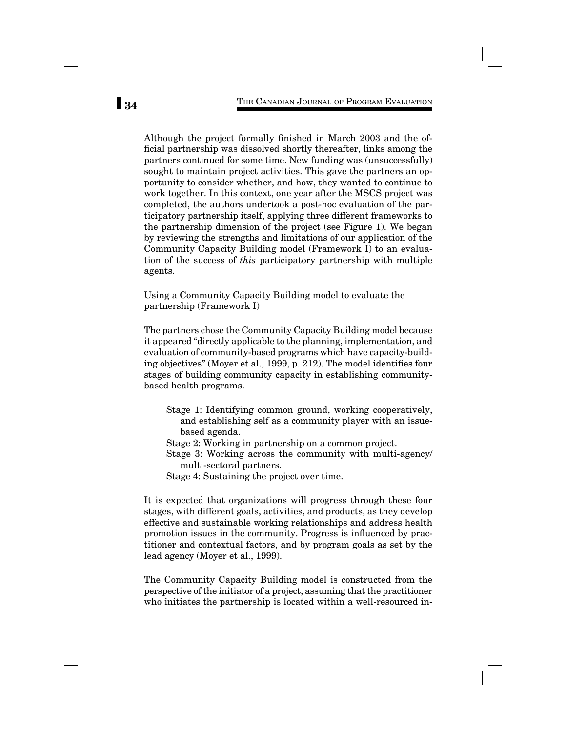Although the project formally finished in March 2003 and the official partnership was dissolved shortly thereafter, links among the partners continued for some time. New funding was (unsuccessfully) sought to maintain project activities. This gave the partners an opportunity to consider whether, and how, they wanted to continue to work together. In this context, one year after the MSCS project was completed, the authors undertook a post-hoc evaluation of the participatory partnership itself, applying three different frameworks to the partnership dimension of the project (see Figure 1). We began by reviewing the strengths and limitations of our application of the Community Capacity Building model (Framework I) to an evaluation of the success of *this* participatory partnership with multiple agents.

## Using a Community Capacity Building model to evaluate the partnership (Framework I)

The partners chose the Community Capacity Building model because it appeared "directly applicable to the planning, implementation, and evaluation of community-based programs which have capacity-building objectives" (Moyer et al., 1999, p. 212). The model identifies four stages of building community capacity in establishing community-based health programs.

- Stage 1: Identifying common ground, working cooperatively, and establishing self as a community player with an issue-based agenda.
- Stage 2: Working in partnership on a common project.
- Stage 3: Working across the community with multi-agency/multi-sectoral partners.
- Stage 4: Sustaining the project over time.

It is expected that organizations will progress through these four stages, with different goals, activities, and products, as they develop effective and sustainable working relationships and address health promotion issues in the community. Progress is influenced by practitioner and contextual factors, and by program goals as set by the lead agency (Moyer et al., 1999).

The Community Capacity Building model is constructed from the perspective of the initiator of a project, assuming that the practitioner who initiates the partnership is located within a well-resourced in-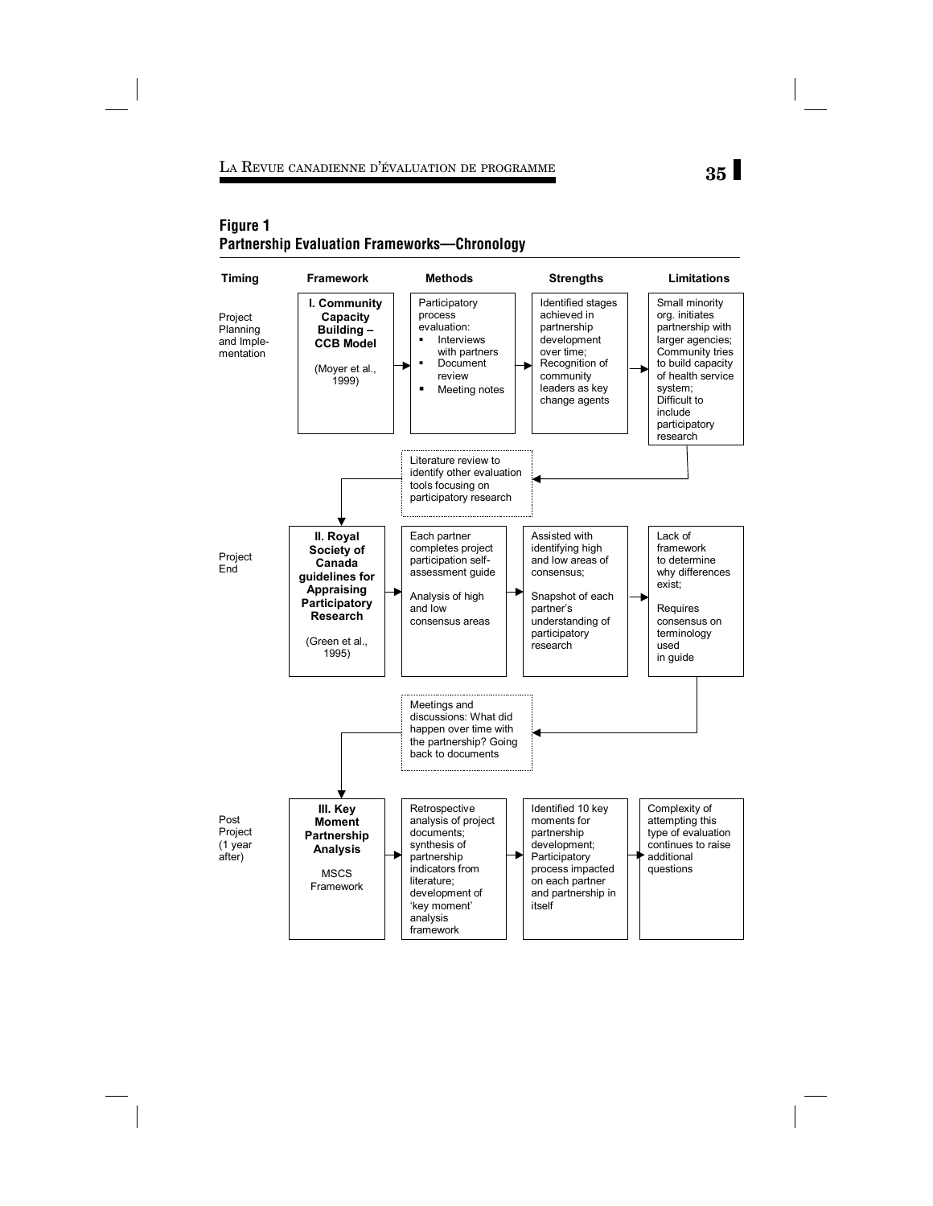**Figure 1**
**Partnership Evaluation Frameworks—Chronology**

| Timing | Framework | Methods | Strengths | Limitations |
|---|---|---|---|---|
| Project Planning and Implementation | **I. Community Capacity Building – CCB Model** (Moyer et al., 1999) | Participatory process evaluation: ▪ Interviews with partners ▪ Document review ▪ Meeting notes | Identified stages achieved in partnership development over time; Recognition of community leaders as key change agents | Small minority org. initiates partnership with larger agencies; Community tries to build capacity of health service system; Difficult to include participatory research |
| | | Literature review to identify other evaluation tools focusing on participatory research | | |
| Project End | **II. Royal Society of Canada guidelines for Appraising Participatory Research** (Green et al., 1995) | Each partner completes project participation self-assessment guide; Analysis of high and low consensus areas | Assisted with identifying high and low areas of consensus; Snapshot of each partner's understanding of participatory research | Lack of framework to determine why differences exist; Requires consensus on terminology used in guide |
| | | Meetings and discussions: What did happen over time with the partnership? Going back to documents | | |
| Post Project (1 year after) | **III. Key Moment Partnership Analysis** MSCS Framework | Retrospective analysis of project documents; synthesis of partnership indicators from literature; development of 'key moment' analysis framework | Identified 10 key moments for partnership development; Participatory process impacted on each partner and partnership in itself | Complexity of attempting this type of evaluation continues to raise additional questions |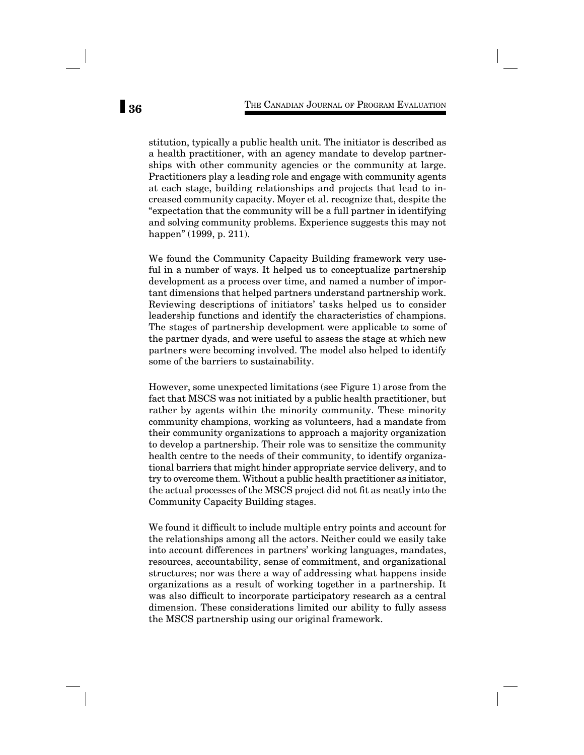stitution, typically a public health unit. The initiator is described as a health practitioner, with an agency mandate to develop partnerships with other community agencies or the community at large. Practitioners play a leading role and engage with community agents at each stage, building relationships and projects that lead to increased community capacity. Moyer et al. recognize that, despite the "expectation that the community will be a full partner in identifying and solving community problems. Experience suggests this may not happen" (1999, p. 211).

We found the Community Capacity Building framework very useful in a number of ways. It helped us to conceptualize partnership development as a process over time, and named a number of important dimensions that helped partners understand partnership work. Reviewing descriptions of initiators' tasks helped us to consider leadership functions and identify the characteristics of champions. The stages of partnership development were applicable to some of the partner dyads, and were useful to assess the stage at which new partners were becoming involved. The model also helped to identify some of the barriers to sustainability.

However, some unexpected limitations (see Figure 1) arose from the fact that MSCS was not initiated by a public health practitioner, but rather by agents within the minority community. These minority community champions, working as volunteers, had a mandate from their community organizations to approach a majority organization to develop a partnership. Their role was to sensitize the community health centre to the needs of their community, to identify organizational barriers that might hinder appropriate service delivery, and to try to overcome them. Without a public health practitioner as initiator, the actual processes of the MSCS project did not fit as neatly into the Community Capacity Building stages.

We found it difficult to include multiple entry points and account for the relationships among all the actors. Neither could we easily take into account differences in partners' working languages, mandates, resources, accountability, sense of commitment, and organizational structures; nor was there a way of addressing what happens inside organizations as a result of working together in a partnership. It was also difficult to incorporate participatory research as a central dimension. These considerations limited our ability to fully assess the MSCS partnership using our original framework.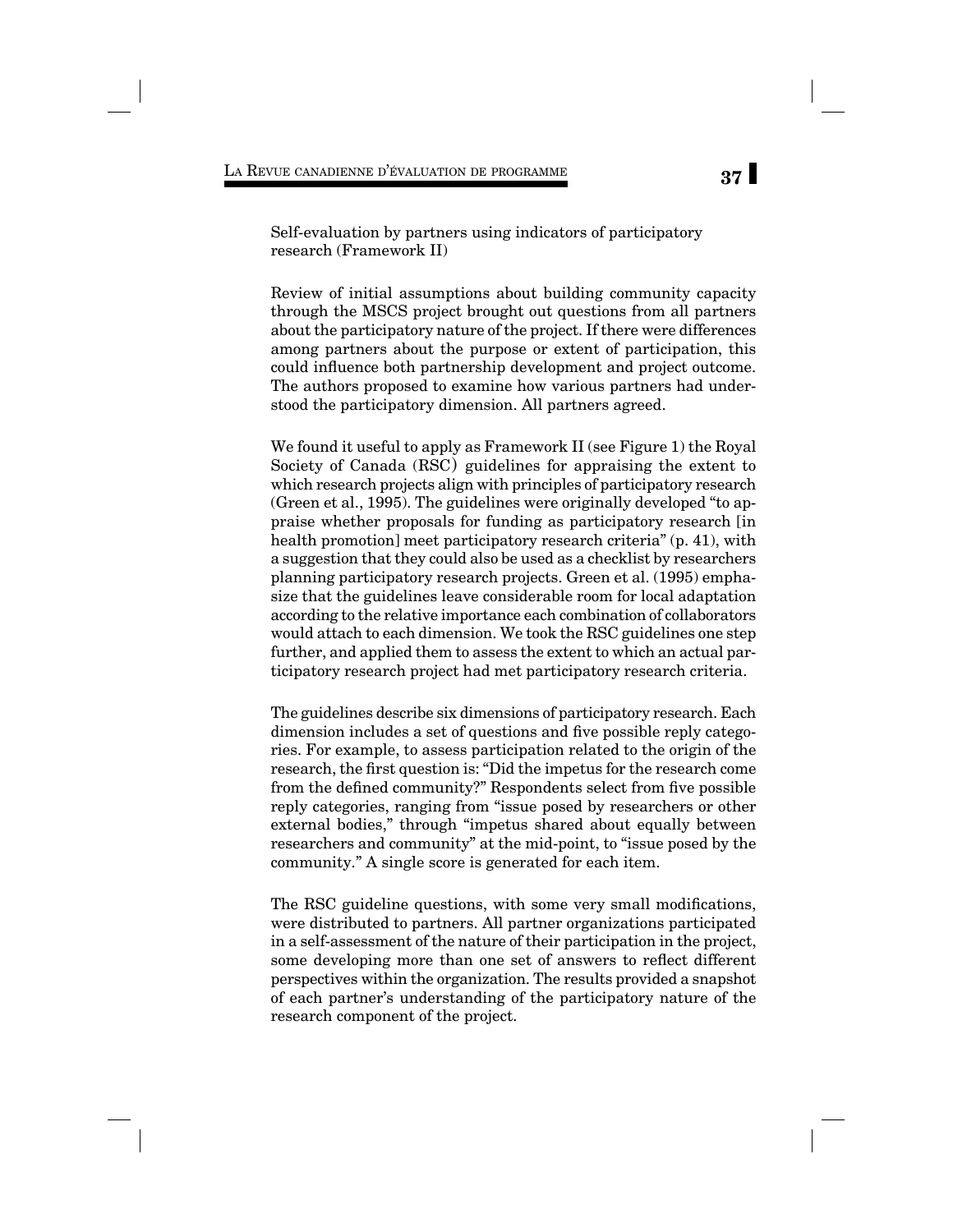Self-evaluation by partners using indicators of participatory research (Framework II)

Review of initial assumptions about building community capacity through the MSCS project brought out questions from all partners about the participatory nature of the project. If there were differences among partners about the purpose or extent of participation, this could influence both partnership development and project outcome. The authors proposed to examine how various partners had understood the participatory dimension. All partners agreed.

We found it useful to apply as Framework II (see Figure 1) the Royal Society of Canada (RSC) guidelines for appraising the extent to which research projects align with principles of participatory research (Green et al., 1995). The guidelines were originally developed "to appraise whether proposals for funding as participatory research [in health promotion] meet participatory research criteria" (p. 41), with a suggestion that they could also be used as a checklist by researchers planning participatory research projects. Green et al. (1995) emphasize that the guidelines leave considerable room for local adaptation according to the relative importance each combination of collaborators would attach to each dimension. We took the RSC guidelines one step further, and applied them to assess the extent to which an actual participatory research project had met participatory research criteria.

The guidelines describe six dimensions of participatory research. Each dimension includes a set of questions and five possible reply categories. For example, to assess participation related to the origin of the research, the first question is: "Did the impetus for the research come from the defined community?" Respondents select from five possible reply categories, ranging from "issue posed by researchers or other external bodies," through "impetus shared about equally between researchers and community" at the mid-point, to "issue posed by the community." A single score is generated for each item.

The RSC guideline questions, with some very small modifications, were distributed to partners. All partner organizations participated in a self-assessment of the nature of their participation in the project, some developing more than one set of answers to reflect different perspectives within the organization. The results provided a snapshot of each partner's understanding of the participatory nature of the research component of the project.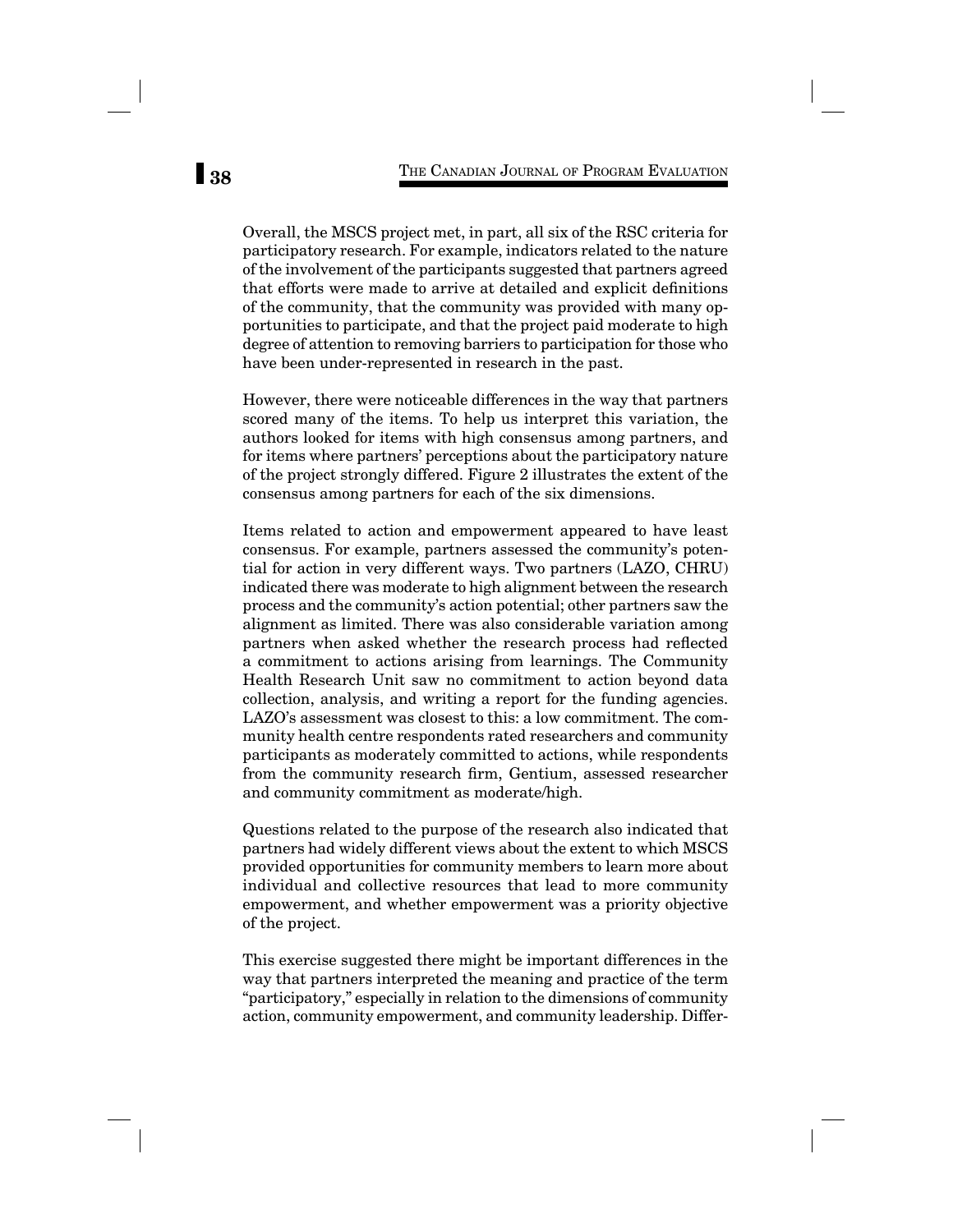Overall, the MSCS project met, in part, all six of the RSC criteria for participatory research. For example, indicators related to the nature of the involvement of the participants suggested that partners agreed that efforts were made to arrive at detailed and explicit definitions of the community, that the community was provided with many opportunities to participate, and that the project paid moderate to high degree of attention to removing barriers to participation for those who have been under-represented in research in the past.

However, there were noticeable differences in the way that partners scored many of the items. To help us interpret this variation, the authors looked for items with high consensus among partners, and for items where partners' perceptions about the participatory nature of the project strongly differed. Figure 2 illustrates the extent of the consensus among partners for each of the six dimensions.

Items related to action and empowerment appeared to have least consensus. For example, partners assessed the community's potential for action in very different ways. Two partners (LAZO, CHRU) indicated there was moderate to high alignment between the research process and the community's action potential; other partners saw the alignment as limited. There was also considerable variation among partners when asked whether the research process had reflected a commitment to actions arising from learnings. The Community Health Research Unit saw no commitment to action beyond data collection, analysis, and writing a report for the funding agencies. LAZO's assessment was closest to this: a low commitment. The community health centre respondents rated researchers and community participants as moderately committed to actions, while respondents from the community research firm, Gentium, assessed researcher and community commitment as moderate/high.

Questions related to the purpose of the research also indicated that partners had widely different views about the extent to which MSCS provided opportunities for community members to learn more about individual and collective resources that lead to more community empowerment, and whether empowerment was a priority objective of the project.

This exercise suggested there might be important differences in the way that partners interpreted the meaning and practice of the term "participatory," especially in relation to the dimensions of community action, community empowerment, and community leadership. Differ-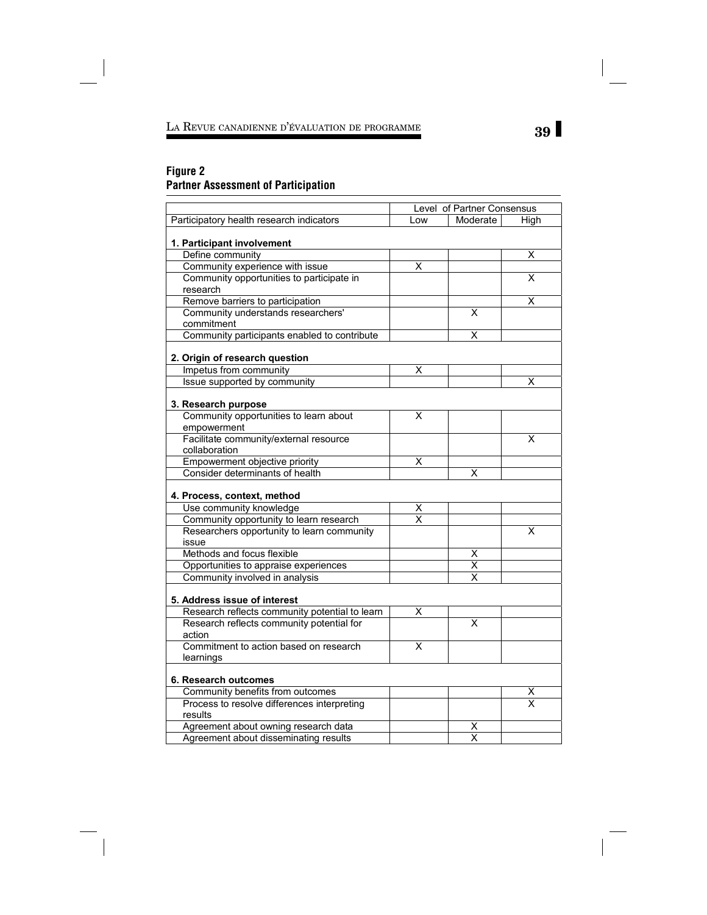**Figure 2**
**Partner Assessment of Participation**

| | Level of Partner Consensus | | |
|---|---|---|---|
| Participatory health research indicators | Low | Moderate | High |
| **1. Participant involvement** | | | |
| Define community | | | X |
| Community experience with issue | X | | |
| Community opportunities to participate in research | | | X |
| Remove barriers to participation | | | X |
| Community understands researchers' commitment | | X | |
| Community participants enabled to contribute | | X | |
| **2. Origin of research question** | | | |
| Impetus from community | X | | |
| Issue supported by community | | | X |
| **3. Research purpose** | | | |
| Community opportunities to learn about empowerment | X | | |
| Facilitate community/external resource collaboration | | | X |
| Empowerment objective priority | X | | |
| Consider determinants of health | | X | |
| **4. Process, context, method** | | | |
| Use community knowledge | X | | |
| Community opportunity to learn research | X | | |
| Researchers opportunity to learn community issue | | | X |
| Methods and focus flexible | | X | |
| Opportunities to appraise experiences | | X | |
| Community involved in analysis | | X | |
| **5. Address issue of interest** | | | |
| Research reflects community potential to learn | X | | |
| Research reflects community potential for action | | X | |
| Commitment to action based on research learnings | X | | |
| **6. Research outcomes** | | | |
| Community benefits from outcomes | | | X |
| Process to resolve differences interpreting results | | | X |
| Agreement about owning research data | | X | |
| Agreement about disseminating results | | X | |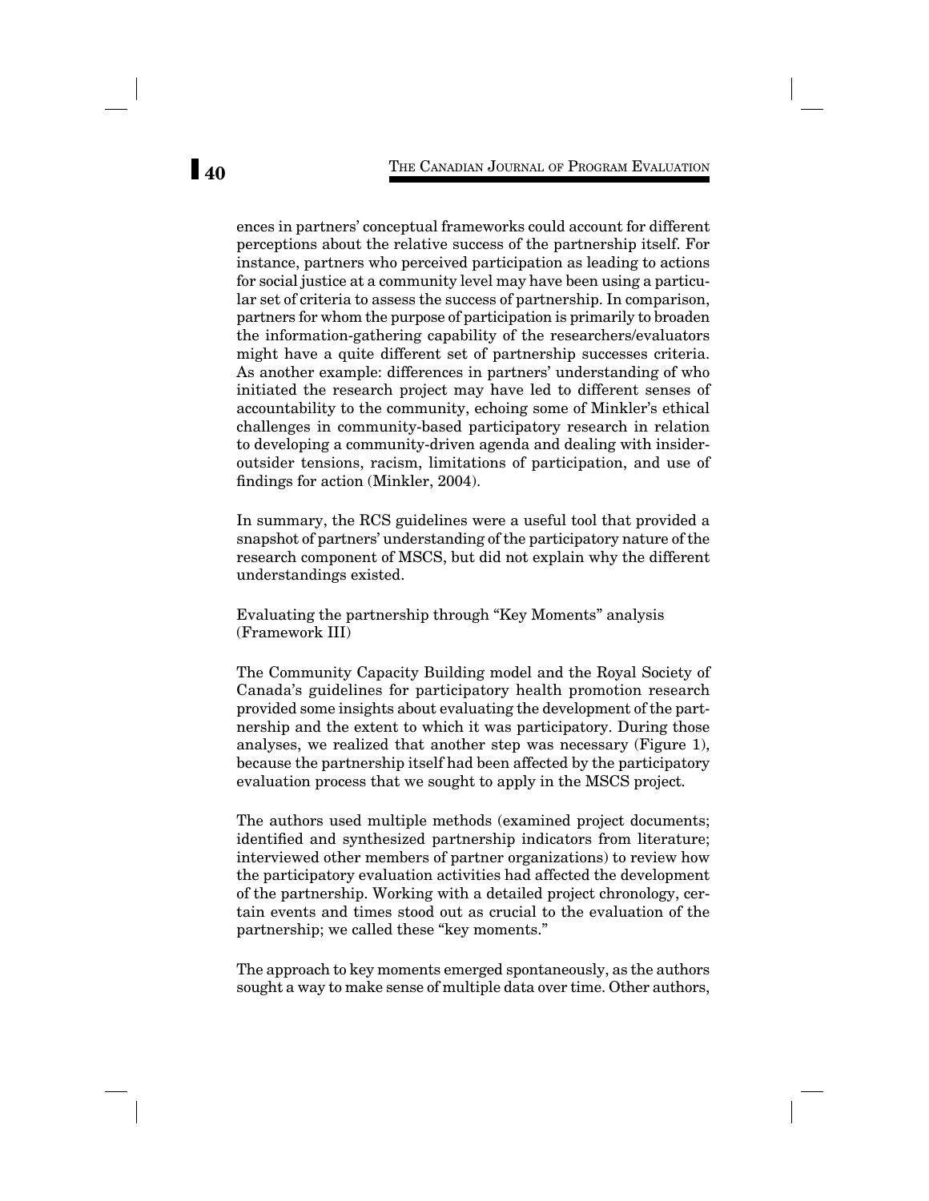ences in partners' conceptual frameworks could account for different perceptions about the relative success of the partnership itself. For instance, partners who perceived participation as leading to actions for social justice at a community level may have been using a particular set of criteria to assess the success of partnership. In comparison, partners for whom the purpose of participation is primarily to broaden the information-gathering capability of the researchers/evaluators might have a quite different set of partnership successes criteria. As another example: differences in partners' understanding of who initiated the research project may have led to different senses of accountability to the community, echoing some of Minkler's ethical challenges in community-based participatory research in relation to developing a community-driven agenda and dealing with insider-outsider tensions, racism, limitations of participation, and use of findings for action (Minkler, 2004).

In summary, the RCS guidelines were a useful tool that provided a snapshot of partners' understanding of the participatory nature of the research component of MSCS, but did not explain why the different understandings existed.

### Evaluating the partnership through "Key Moments" analysis (Framework III)

The Community Capacity Building model and the Royal Society of Canada's guidelines for participatory health promotion research provided some insights about evaluating the development of the partnership and the extent to which it was participatory. During those analyses, we realized that another step was necessary (Figure 1), because the partnership itself had been affected by the participatory evaluation process that we sought to apply in the MSCS project.

The authors used multiple methods (examined project documents; identified and synthesized partnership indicators from literature; interviewed other members of partner organizations) to review how the participatory evaluation activities had affected the development of the partnership. Working with a detailed project chronology, certain events and times stood out as crucial to the evaluation of the partnership; we called these "key moments."

The approach to key moments emerged spontaneously, as the authors sought a way to make sense of multiple data over time. Other authors,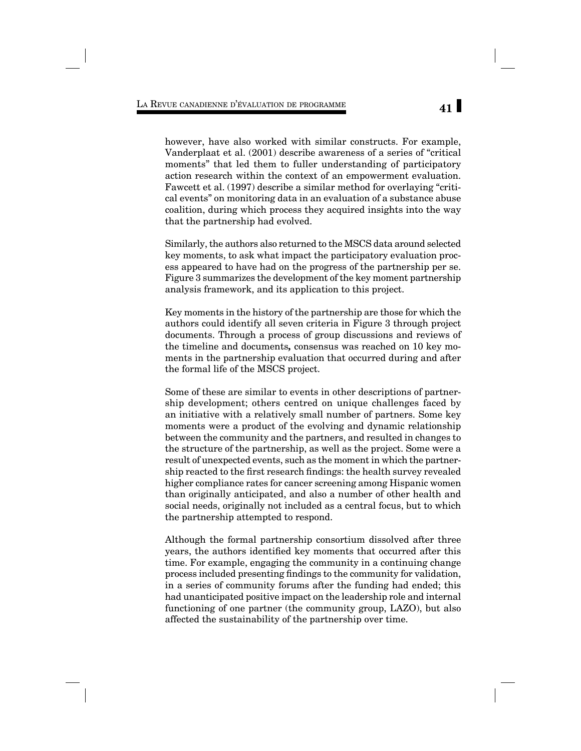however, have also worked with similar constructs. For example, Vanderplaat et al. (2001) describe awareness of a series of "critical moments" that led them to fuller understanding of participatory action research within the context of an empowerment evaluation. Fawcett et al. (1997) describe a similar method for overlaying "critical events" on monitoring data in an evaluation of a substance abuse coalition, during which process they acquired insights into the way that the partnership had evolved.

Similarly, the authors also returned to the MSCS data around selected key moments, to ask what impact the participatory evaluation process appeared to have had on the progress of the partnership per se. Figure 3 summarizes the development of the key moment partnership analysis framework, and its application to this project.

Key moments in the history of the partnership are those for which the authors could identify all seven criteria in Figure 3 through project documents. Through a process of group discussions and reviews of the timeline and documents**,** consensus was reached on 10 key moments in the partnership evaluation that occurred during and after the formal life of the MSCS project.

Some of these are similar to events in other descriptions of partnership development; others centred on unique challenges faced by an initiative with a relatively small number of partners. Some key moments were a product of the evolving and dynamic relationship between the community and the partners, and resulted in changes to the structure of the partnership, as well as the project. Some were a result of unexpected events, such as the moment in which the partnership reacted to the first research findings: the health survey revealed higher compliance rates for cancer screening among Hispanic women than originally anticipated, and also a number of other health and social needs, originally not included as a central focus, but to which the partnership attempted to respond.

Although the formal partnership consortium dissolved after three years, the authors identified key moments that occurred after this time. For example, engaging the community in a continuing change process included presenting findings to the community for validation, in a series of community forums after the funding had ended; this had unanticipated positive impact on the leadership role and internal functioning of one partner (the community group, LAZO), but also affected the sustainability of the partnership over time.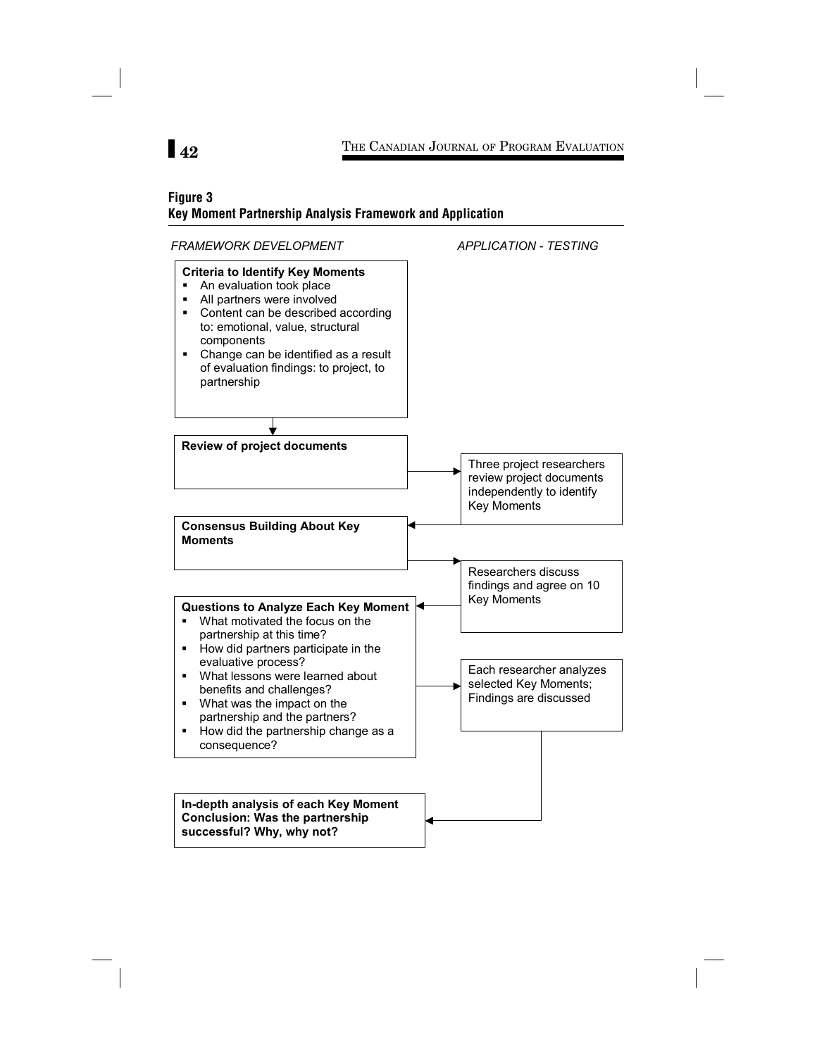**Figure 3**
**Key Moment Partnership Analysis Framework and Application**

*FRAMEWORK DEVELOPMENT*

*APPLICATION - TESTING*

**Criteria to Identify Key Moments**

- An evaluation took place
- All partners were involved
- Content can be described according to: emotional, value, structural components
- Change can be identified as a result of evaluation findings: to project, to partnership

**Review of project documents**

Three project researchers review project documents independently to identify Key Moments

**Consensus Building About Key Moments**

Researchers discuss findings and agree on 10 Key Moments

**Questions to Analyze Each Key Moment**

- What motivated the focus on the partnership at this time?
- How did partners participate in the evaluative process?
- What lessons were learned about benefits and challenges?
- What was the impact on the partnership and the partners?
- How did the partnership change as a consequence?

Each researcher analyzes selected Key Moments; Findings are discussed

**In-depth analysis of each Key Moment**
**Conclusion: Was the partnership successful? Why, why not?**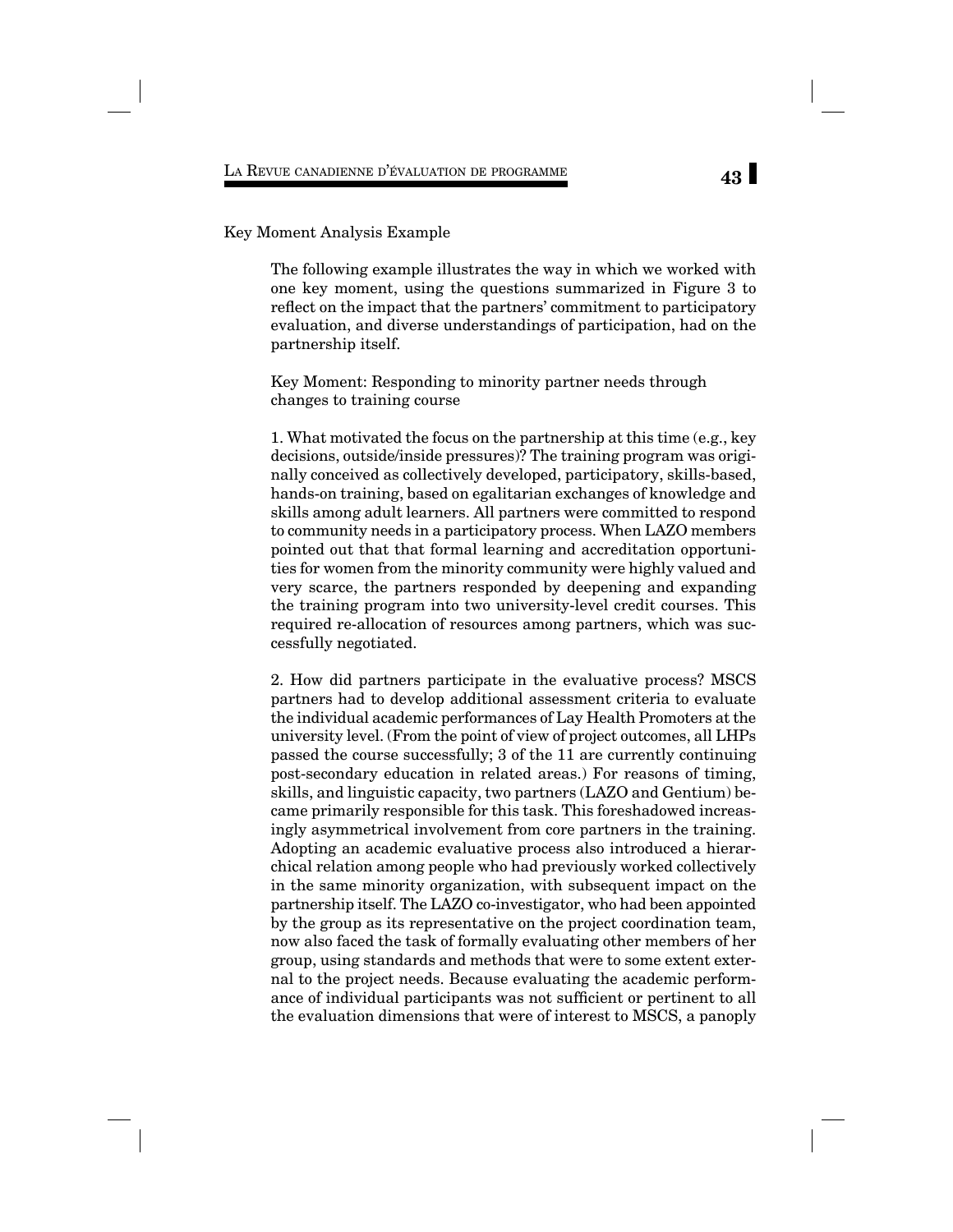Key Moment Analysis Example

The following example illustrates the way in which we worked with one key moment, using the questions summarized in Figure 3 to reflect on the impact that the partners' commitment to participatory evaluation, and diverse understandings of participation, had on the partnership itself.

Key Moment: Responding to minority partner needs through changes to training course

1. What motivated the focus on the partnership at this time (e.g., key decisions, outside/inside pressures)? The training program was originally conceived as collectively developed, participatory, skills-based, hands-on training, based on egalitarian exchanges of knowledge and skills among adult learners. All partners were committed to respond to community needs in a participatory process. When LAZO members pointed out that that formal learning and accreditation opportunities for women from the minority community were highly valued and very scarce, the partners responded by deepening and expanding the training program into two university-level credit courses. This required re-allocation of resources among partners, which was successfully negotiated.

2. How did partners participate in the evaluative process? MSCS partners had to develop additional assessment criteria to evaluate the individual academic performances of Lay Health Promoters at the university level. (From the point of view of project outcomes, all LHPs passed the course successfully; 3 of the 11 are currently continuing post-secondary education in related areas.) For reasons of timing, skills, and linguistic capacity, two partners (LAZO and Gentium) became primarily responsible for this task. This foreshadowed increasingly asymmetrical involvement from core partners in the training. Adopting an academic evaluative process also introduced a hierarchical relation among people who had previously worked collectively in the same minority organization, with subsequent impact on the partnership itself. The LAZO co-investigator, who had been appointed by the group as its representative on the project coordination team, now also faced the task of formally evaluating other members of her group, using standards and methods that were to some extent external to the project needs. Because evaluating the academic performance of individual participants was not sufficient or pertinent to all the evaluation dimensions that were of interest to MSCS, a panoply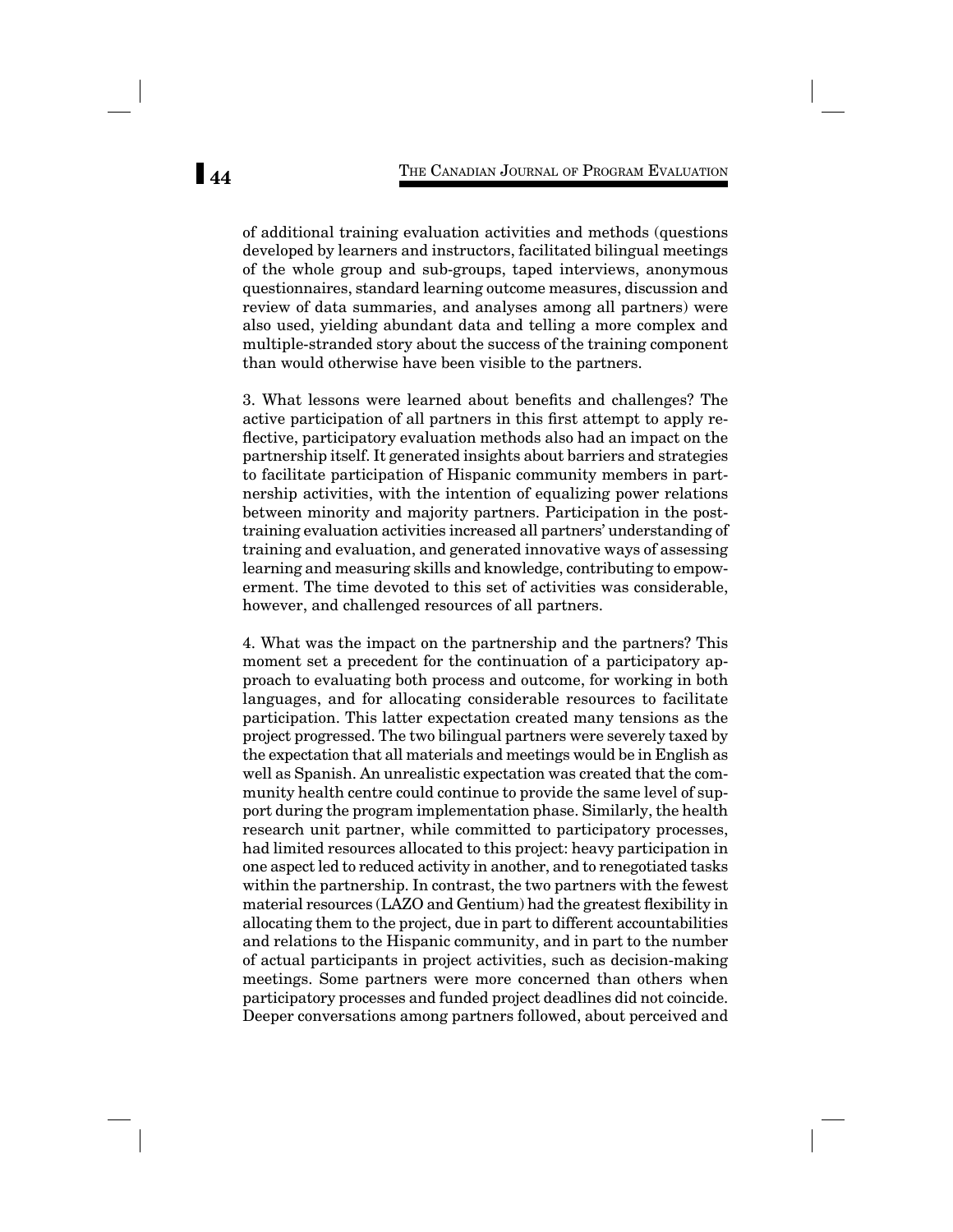of additional training evaluation activities and methods (questions developed by learners and instructors, facilitated bilingual meetings of the whole group and sub-groups, taped interviews, anonymous questionnaires, standard learning outcome measures, discussion and review of data summaries, and analyses among all partners) were also used, yielding abundant data and telling a more complex and multiple-stranded story about the success of the training component than would otherwise have been visible to the partners.

3. What lessons were learned about benefits and challenges? The active participation of all partners in this first attempt to apply reflective, participatory evaluation methods also had an impact on the partnership itself. It generated insights about barriers and strategies to facilitate participation of Hispanic community members in partnership activities, with the intention of equalizing power relations between minority and majority partners. Participation in the post-training evaluation activities increased all partners' understanding of training and evaluation, and generated innovative ways of assessing learning and measuring skills and knowledge, contributing to empowerment. The time devoted to this set of activities was considerable, however, and challenged resources of all partners.

4. What was the impact on the partnership and the partners? This moment set a precedent for the continuation of a participatory approach to evaluating both process and outcome, for working in both languages, and for allocating considerable resources to facilitate participation. This latter expectation created many tensions as the project progressed. The two bilingual partners were severely taxed by the expectation that all materials and meetings would be in English as well as Spanish. An unrealistic expectation was created that the community health centre could continue to provide the same level of support during the program implementation phase. Similarly, the health research unit partner, while committed to participatory processes, had limited resources allocated to this project: heavy participation in one aspect led to reduced activity in another, and to renegotiated tasks within the partnership. In contrast, the two partners with the fewest material resources (LAZO and Gentium) had the greatest flexibility in allocating them to the project, due in part to different accountabilities and relations to the Hispanic community, and in part to the number of actual participants in project activities, such as decision-making meetings. Some partners were more concerned than others when participatory processes and funded project deadlines did not coincide. Deeper conversations among partners followed, about perceived and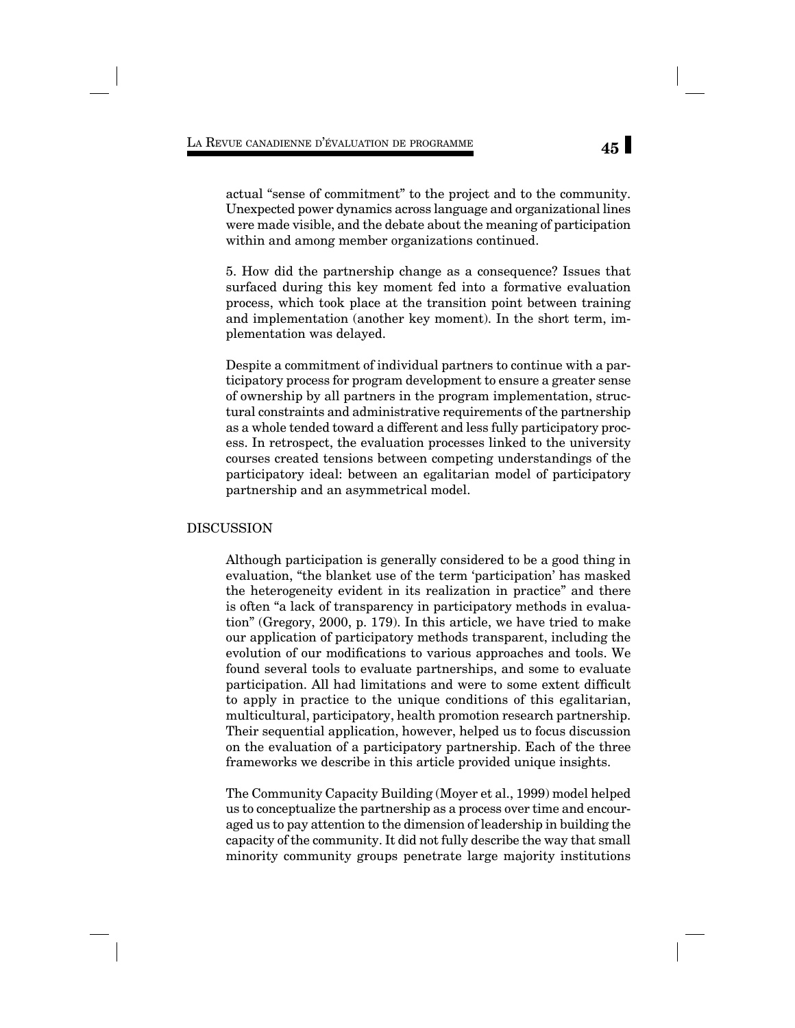actual “sense of commitment” to the project and to the community. Unexpected power dynamics across language and organizational lines were made visible, and the debate about the meaning of participation within and among member organizations continued.

5. How did the partnership change as a consequence? Issues that surfaced during this key moment fed into a formative evaluation process, which took place at the transition point between training and implementation (another key moment). In the short term, implementation was delayed.

Despite a commitment of individual partners to continue with a participatory process for program development to ensure a greater sense of ownership by all partners in the program implementation, structural constraints and administrative requirements of the partnership as a whole tended toward a different and less fully participatory process. In retrospect, the evaluation processes linked to the university courses created tensions between competing understandings of the participatory ideal: between an egalitarian model of participatory partnership and an asymmetrical model.

## DISCUSSION

Although participation is generally considered to be a good thing in evaluation, “the blanket use of the term ‘participation’ has masked the heterogeneity evident in its realization in practice” and there is often “a lack of transparency in participatory methods in evaluation” (Gregory, 2000, p. 179). In this article, we have tried to make our application of participatory methods transparent, including the evolution of our modifications to various approaches and tools. We found several tools to evaluate partnerships, and some to evaluate participation. All had limitations and were to some extent difficult to apply in practice to the unique conditions of this egalitarian, multicultural, participatory, health promotion research partnership. Their sequential application, however, helped us to focus discussion on the evaluation of a participatory partnership. Each of the three frameworks we describe in this article provided unique insights.

The Community Capacity Building (Moyer et al., 1999) model helped us to conceptualize the partnership as a process over time and encouraged us to pay attention to the dimension of leadership in building the capacity of the community. It did not fully describe the way that small minority community groups penetrate large majority institutions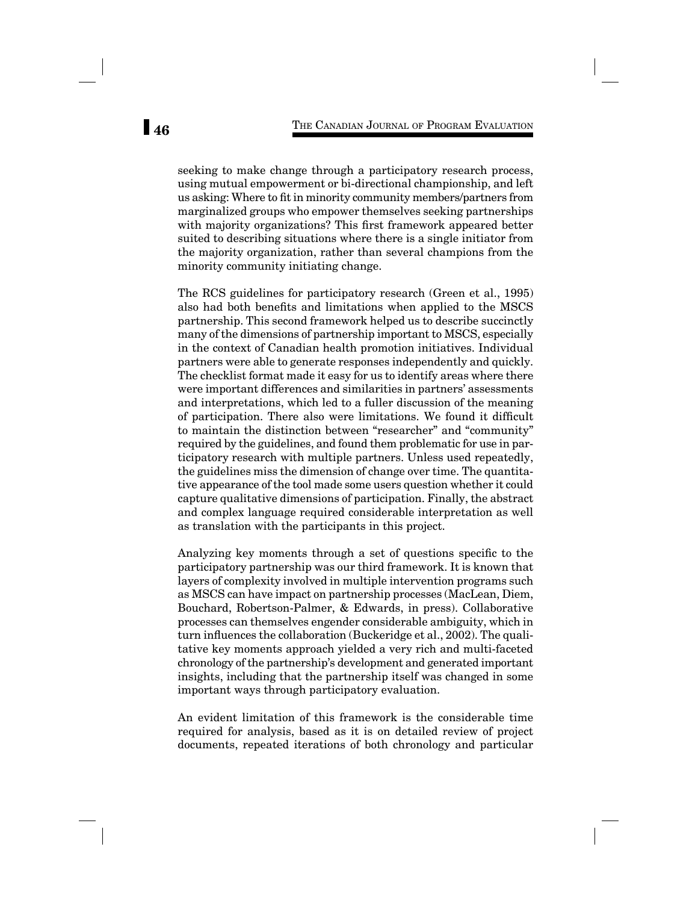seeking to make change through a participatory research process, using mutual empowerment or bi-directional championship, and left us asking: Where to fit in minority community members/partners from marginalized groups who empower themselves seeking partnerships with majority organizations? This first framework appeared better suited to describing situations where there is a single initiator from the majority organization, rather than several champions from the minority community initiating change.

The RCS guidelines for participatory research (Green et al., 1995) also had both benefits and limitations when applied to the MSCS partnership. This second framework helped us to describe succinctly many of the dimensions of partnership important to MSCS, especially in the context of Canadian health promotion initiatives. Individual partners were able to generate responses independently and quickly. The checklist format made it easy for us to identify areas where there were important differences and similarities in partners' assessments and interpretations, which led to a fuller discussion of the meaning of participation. There also were limitations. We found it difficult to maintain the distinction between "researcher" and "community" required by the guidelines, and found them problematic for use in participatory research with multiple partners. Unless used repeatedly, the guidelines miss the dimension of change over time. The quantitative appearance of the tool made some users question whether it could capture qualitative dimensions of participation. Finally, the abstract and complex language required considerable interpretation as well as translation with the participants in this project.

Analyzing key moments through a set of questions specific to the participatory partnership was our third framework. It is known that layers of complexity involved in multiple intervention programs such as MSCS can have impact on partnership processes (MacLean, Diem, Bouchard, Robertson-Palmer, & Edwards, in press). Collaborative processes can themselves engender considerable ambiguity, which in turn influences the collaboration (Buckeridge et al., 2002). The qualitative key moments approach yielded a very rich and multi-faceted chronology of the partnership's development and generated important insights, including that the partnership itself was changed in some important ways through participatory evaluation.

An evident limitation of this framework is the considerable time required for analysis, based as it is on detailed review of project documents, repeated iterations of both chronology and particular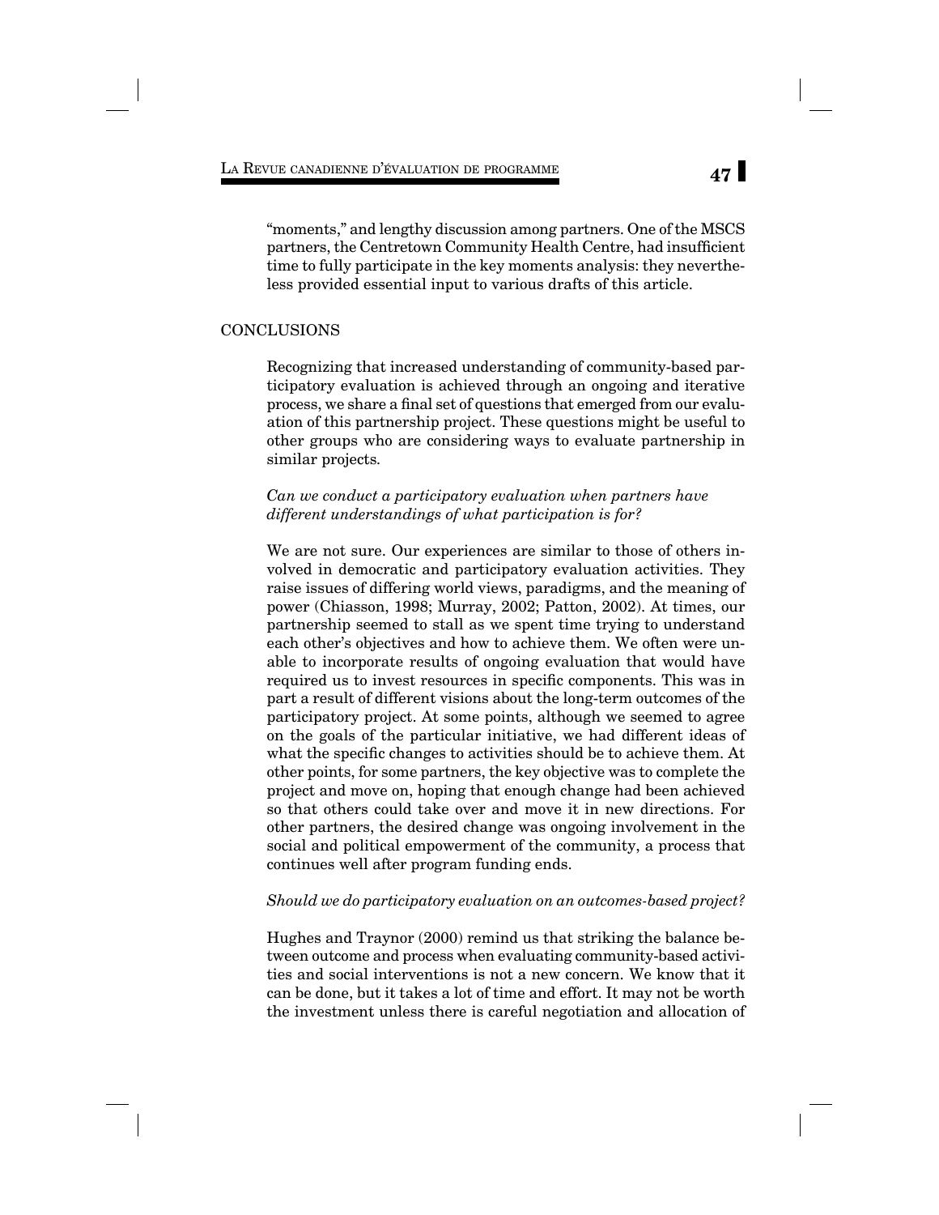"moments," and lengthy discussion among partners. One of the MSCS partners, the Centretown Community Health Centre, had insufficient time to fully participate in the key moments analysis: they nevertheless provided essential input to various drafts of this article.

## CONCLUSIONS

Recognizing that increased understanding of community-based participatory evaluation is achieved through an ongoing and iterative process, we share a final set of questions that emerged from our evaluation of this partnership project. These questions might be useful to other groups who are considering ways to evaluate partnership in similar projects.

*Can we conduct a participatory evaluation when partners have different understandings of what participation is for?*

We are not sure. Our experiences are similar to those of others involved in democratic and participatory evaluation activities. They raise issues of differing world views, paradigms, and the meaning of power (Chiasson, 1998; Murray, 2002; Patton, 2002). At times, our partnership seemed to stall as we spent time trying to understand each other's objectives and how to achieve them. We often were unable to incorporate results of ongoing evaluation that would have required us to invest resources in specific components. This was in part a result of different visions about the long-term outcomes of the participatory project. At some points, although we seemed to agree on the goals of the particular initiative, we had different ideas of what the specific changes to activities should be to achieve them. At other points, for some partners, the key objective was to complete the project and move on, hoping that enough change had been achieved so that others could take over and move it in new directions. For other partners, the desired change was ongoing involvement in the social and political empowerment of the community, a process that continues well after program funding ends.

*Should we do participatory evaluation on an outcomes-based project?*

Hughes and Traynor (2000) remind us that striking the balance between outcome and process when evaluating community-based activities and social interventions is not a new concern. We know that it can be done, but it takes a lot of time and effort. It may not be worth the investment unless there is careful negotiation and allocation of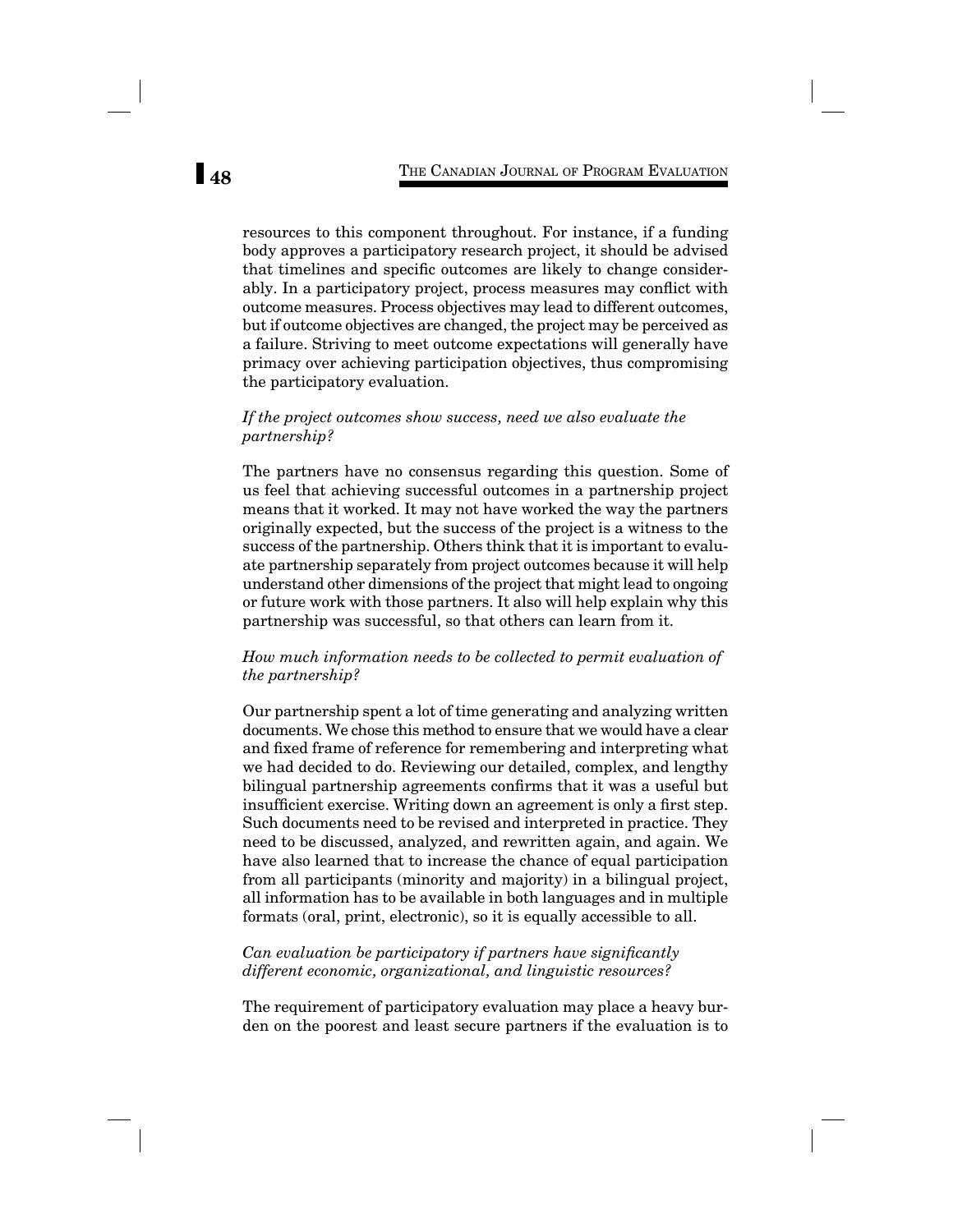resources to this component throughout. For instance, if a funding body approves a participatory research project, it should be advised that timelines and specific outcomes are likely to change considerably. In a participatory project, process measures may conflict with outcome measures. Process objectives may lead to different outcomes, but if outcome objectives are changed, the project may be perceived as a failure. Striving to meet outcome expectations will generally have primacy over achieving participation objectives, thus compromising the participatory evaluation.

*If the project outcomes show success, need we also evaluate the partnership?*

The partners have no consensus regarding this question. Some of us feel that achieving successful outcomes in a partnership project means that it worked. It may not have worked the way the partners originally expected, but the success of the project is a witness to the success of the partnership. Others think that it is important to evaluate partnership separately from project outcomes because it will help understand other dimensions of the project that might lead to ongoing or future work with those partners. It also will help explain why this partnership was successful, so that others can learn from it.

*How much information needs to be collected to permit evaluation of the partnership?*

Our partnership spent a lot of time generating and analyzing written documents. We chose this method to ensure that we would have a clear and fixed frame of reference for remembering and interpreting what we had decided to do. Reviewing our detailed, complex, and lengthy bilingual partnership agreements confirms that it was a useful but insufficient exercise. Writing down an agreement is only a first step. Such documents need to be revised and interpreted in practice. They need to be discussed, analyzed, and rewritten again, and again. We have also learned that to increase the chance of equal participation from all participants (minority and majority) in a bilingual project, all information has to be available in both languages and in multiple formats (oral, print, electronic), so it is equally accessible to all.

*Can evaluation be participatory if partners have significantly different economic, organizational, and linguistic resources?*

The requirement of participatory evaluation may place a heavy burden on the poorest and least secure partners if the evaluation is to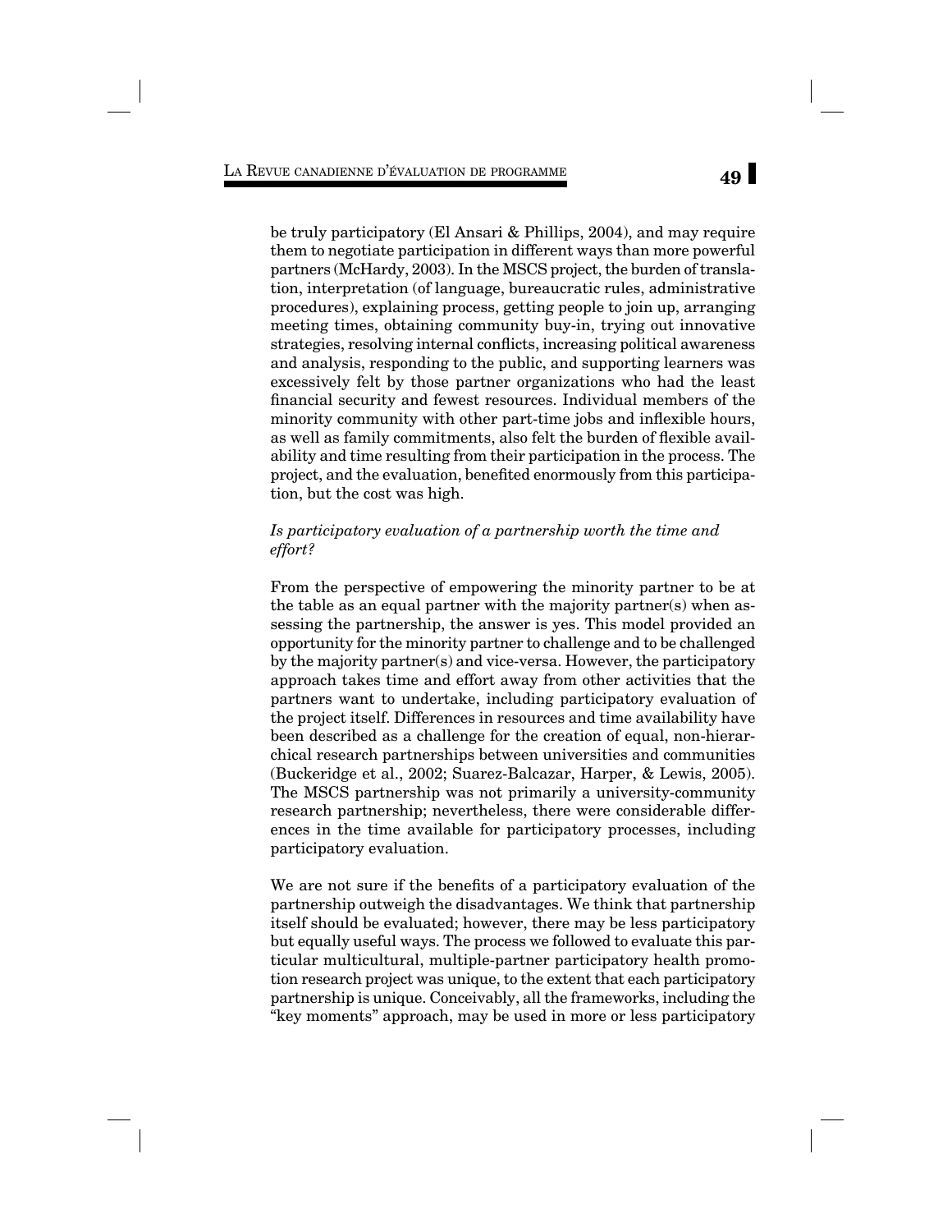be truly participatory (El Ansari & Phillips, 2004), and may require them to negotiate participation in different ways than more powerful partners (McHardy, 2003). In the MSCS project, the burden of translation, interpretation (of language, bureaucratic rules, administrative procedures), explaining process, getting people to join up, arranging meeting times, obtaining community buy-in, trying out innovative strategies, resolving internal conflicts, increasing political awareness and analysis, responding to the public, and supporting learners was excessively felt by those partner organizations who had the least financial security and fewest resources. Individual members of the minority community with other part-time jobs and inflexible hours, as well as family commitments, also felt the burden of flexible availability and time resulting from their participation in the process. The project, and the evaluation, benefited enormously from this participation, but the cost was high.

*Is participatory evaluation of a partnership worth the time and effort?*

From the perspective of empowering the minority partner to be at the table as an equal partner with the majority partner(s) when assessing the partnership, the answer is yes. This model provided an opportunity for the minority partner to challenge and to be challenged by the majority partner(s) and vice-versa. However, the participatory approach takes time and effort away from other activities that the partners want to undertake, including participatory evaluation of the project itself. Differences in resources and time availability have been described as a challenge for the creation of equal, non-hierarchical research partnerships between universities and communities (Buckeridge et al., 2002; Suarez-Balcazar, Harper, & Lewis, 2005). The MSCS partnership was not primarily a university-community research partnership; nevertheless, there were considerable differences in the time available for participatory processes, including participatory evaluation.

We are not sure if the benefits of a participatory evaluation of the partnership outweigh the disadvantages. We think that partnership itself should be evaluated; however, there may be less participatory but equally useful ways. The process we followed to evaluate this particular multicultural, multiple-partner participatory health promotion research project was unique, to the extent that each participatory partnership is unique. Conceivably, all the frameworks, including the "key moments" approach, may be used in more or less participatory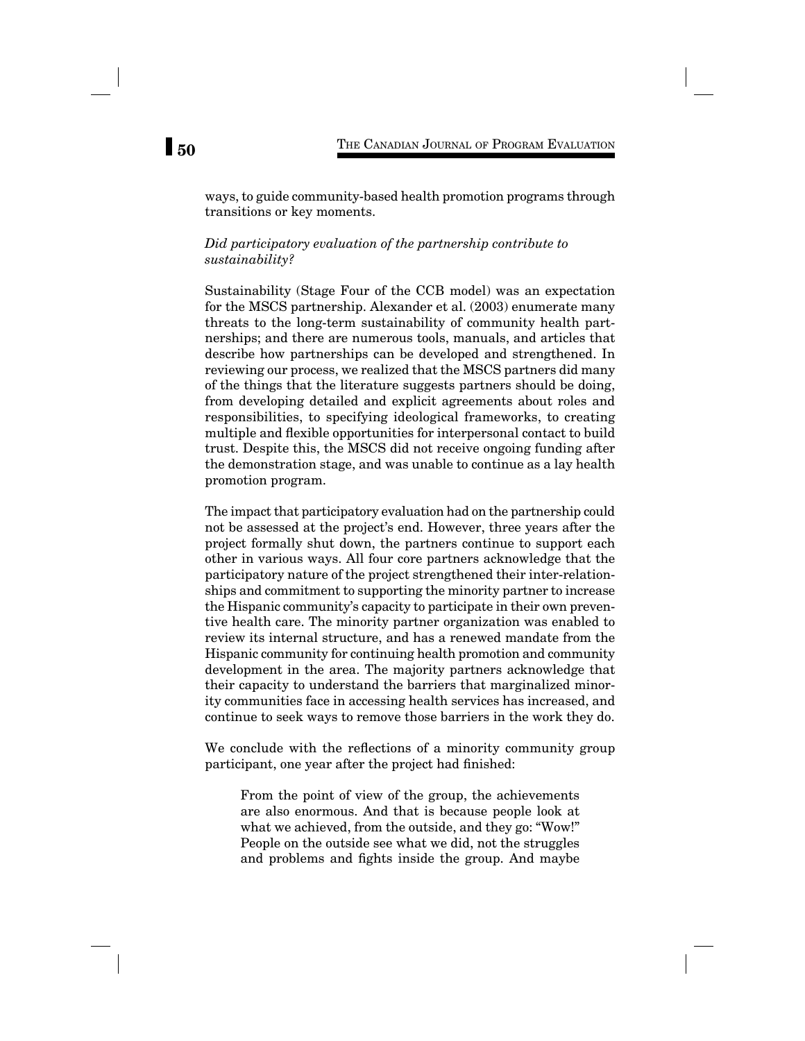ways, to guide community-based health promotion programs through transitions or key moments.

*Did participatory evaluation of the partnership contribute to sustainability?*

Sustainability (Stage Four of the CCB model) was an expectation for the MSCS partnership. Alexander et al. (2003) enumerate many threats to the long-term sustainability of community health partnerships; and there are numerous tools, manuals, and articles that describe how partnerships can be developed and strengthened. In reviewing our process, we realized that the MSCS partners did many of the things that the literature suggests partners should be doing, from developing detailed and explicit agreements about roles and responsibilities, to specifying ideological frameworks, to creating multiple and flexible opportunities for interpersonal contact to build trust. Despite this, the MSCS did not receive ongoing funding after the demonstration stage, and was unable to continue as a lay health promotion program.

The impact that participatory evaluation had on the partnership could not be assessed at the project's end. However, three years after the project formally shut down, the partners continue to support each other in various ways. All four core partners acknowledge that the participatory nature of the project strengthened their inter-relationships and commitment to supporting the minority partner to increase the Hispanic community's capacity to participate in their own preventive health care. The minority partner organization was enabled to review its internal structure, and has a renewed mandate from the Hispanic community for continuing health promotion and community development in the area. The majority partners acknowledge that their capacity to understand the barriers that marginalized minority communities face in accessing health services has increased, and continue to seek ways to remove those barriers in the work they do.

We conclude with the reflections of a minority community group participant, one year after the project had finished:

> From the point of view of the group, the achievements are also enormous. And that is because people look at what we achieved, from the outside, and they go: "Wow!" People on the outside see what we did, not the struggles and problems and fights inside the group. And maybe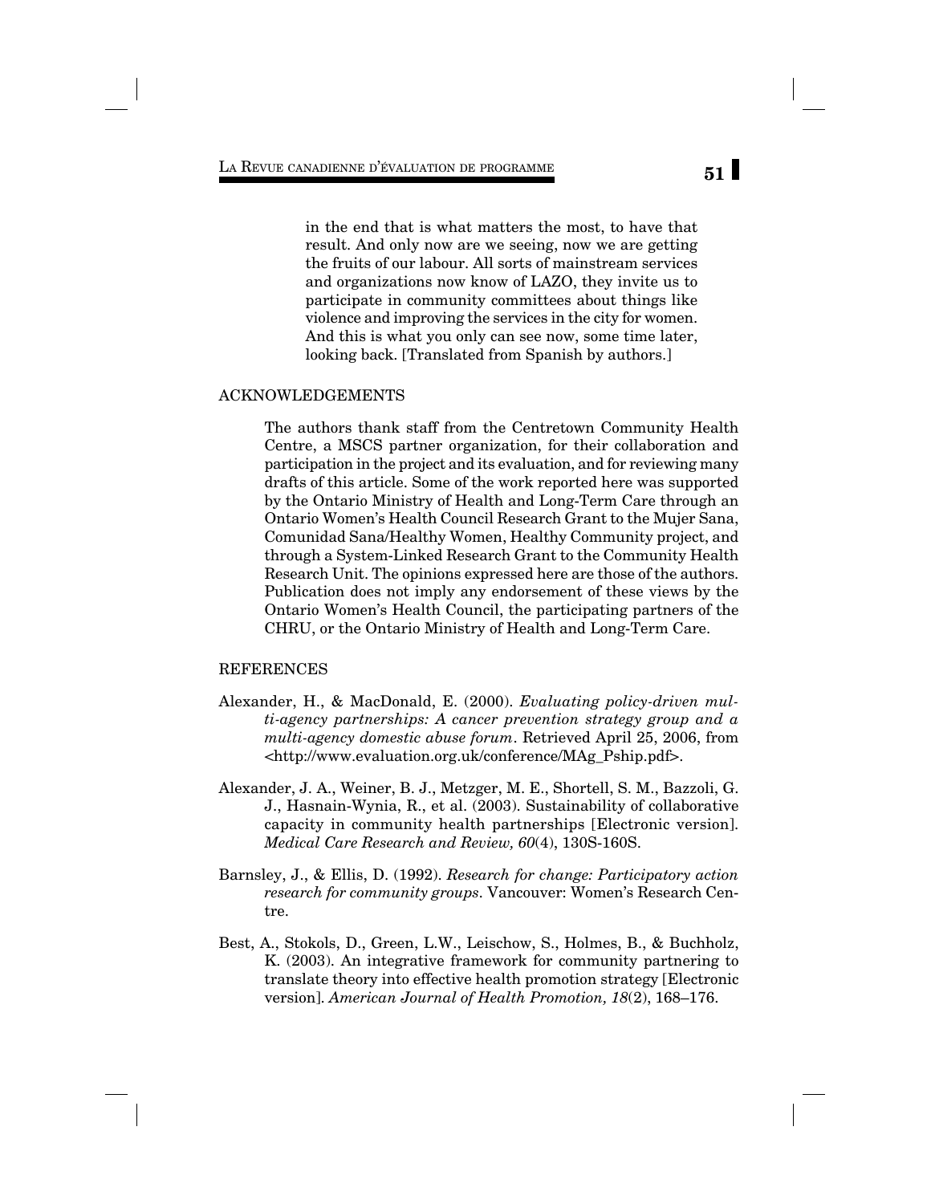> in the end that is what matters the most, to have that result. And only now are we seeing, now we are getting the fruits of our labour. All sorts of mainstream services and organizations now know of LAZO, they invite us to participate in community committees about things like violence and improving the services in the city for women. And this is what you only can see now, some time later, looking back. [Translated from Spanish by authors.]

## ACKNOWLEDGEMENTS

The authors thank staff from the Centretown Community Health Centre, a MSCS partner organization, for their collaboration and participation in the project and its evaluation, and for reviewing many drafts of this article. Some of the work reported here was supported by the Ontario Ministry of Health and Long-Term Care through an Ontario Women's Health Council Research Grant to the Mujer Sana, Comunidad Sana/Healthy Women, Healthy Community project, and through a System-Linked Research Grant to the Community Health Research Unit. The opinions expressed here are those of the authors. Publication does not imply any endorsement of these views by the Ontario Women's Health Council, the participating partners of the CHRU, or the Ontario Ministry of Health and Long-Term Care.

## REFERENCES

Alexander, H., & MacDonald, E. (2000). *Evaluating policy-driven multi-agency partnerships: A cancer prevention strategy group and a multi-agency domestic abuse forum*. Retrieved April 25, 2006, from <http://www.evaluation.org.uk/conference/MAg_Pship.pdf>.

Alexander, J. A., Weiner, B. J., Metzger, M. E., Shortell, S. M., Bazzoli, G. J., Hasnain-Wynia, R., et al. (2003). Sustainability of collaborative capacity in community health partnerships [Electronic version]. *Medical Care Research and Review, 60*(4), 130S-160S.

Barnsley, J., & Ellis, D. (1992). *Research for change: Participatory action research for community groups*. Vancouver: Women's Research Centre.

Best, A., Stokols, D., Green, L.W., Leischow, S., Holmes, B., & Buchholz, K. (2003). An integrative framework for community partnering to translate theory into effective health promotion strategy [Electronic version]. *American Journal of Health Promotion, 18*(2), 168–176.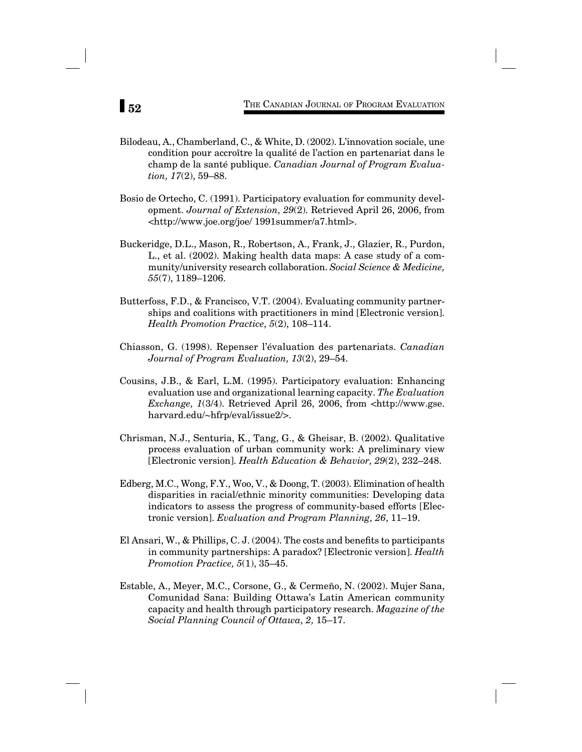Bilodeau, A., Chamberland, C., & White, D. (2002). L'innovation sociale, une condition pour accroître la qualité de l'action en partenariat dans le champ de la santé publique. *Canadian Journal of Program Evaluation, 17*(2), 59–88.

Bosio de Ortecho, C. (1991). Participatory evaluation for community development. *Journal of Extension, 29*(2). Retrieved April 26, 2006, from <http://www.joe.org/joe/ 1991summer/a7.html>.

Buckeridge, D.L., Mason, R., Robertson, A., Frank, J., Glazier, R., Purdon, L., et al. (2002). Making health data maps: A case study of a community/university research collaboration. *Social Science & Medicine, 55*(7), 1189–1206.

Butterfoss, F.D., & Francisco, V.T. (2004). Evaluating community partnerships and coalitions with practitioners in mind [Electronic version]. *Health Promotion Practice, 5*(2), 108–114.

Chiasson, G. (1998). Repenser l'évaluation des partenariats. *Canadian Journal of Program Evaluation, 13*(2), 29–54.

Cousins, J.B., & Earl, L.M. (1995). Participatory evaluation: Enhancing evaluation use and organizational learning capacity. *The Evaluation Exchange, 1*(3/4). Retrieved April 26, 2006, from <http://www.gse.harvard.edu/~hfrp/eval/issue2/>.

Chrisman, N.J., Senturia, K., Tang, G., & Gheisar, B. (2002). Qualitative process evaluation of urban community work: A preliminary view [Electronic version]. *Health Education & Behavior, 29*(2), 232–248.

Edberg, M.C., Wong, F.Y., Woo, V., & Doong, T. (2003). Elimination of health disparities in racial/ethnic minority communities: Developing data indicators to assess the progress of community-based efforts [Electronic version]. *Evaluation and Program Planning, 26*, 11–19.

El Ansari, W., & Phillips, C. J. (2004). The costs and benefits to participants in community partnerships: A paradox? [Electronic version]. *Health Promotion Practice, 5*(1), 35–45.

Estable, A., Meyer, M.C., Corsone, G., & Cermeño, N. (2002). Mujer Sana, Comunidad Sana: Building Ottawa's Latin American community capacity and health through participatory research. *Magazine of the Social Planning Council of Ottawa, 2,* 15–17.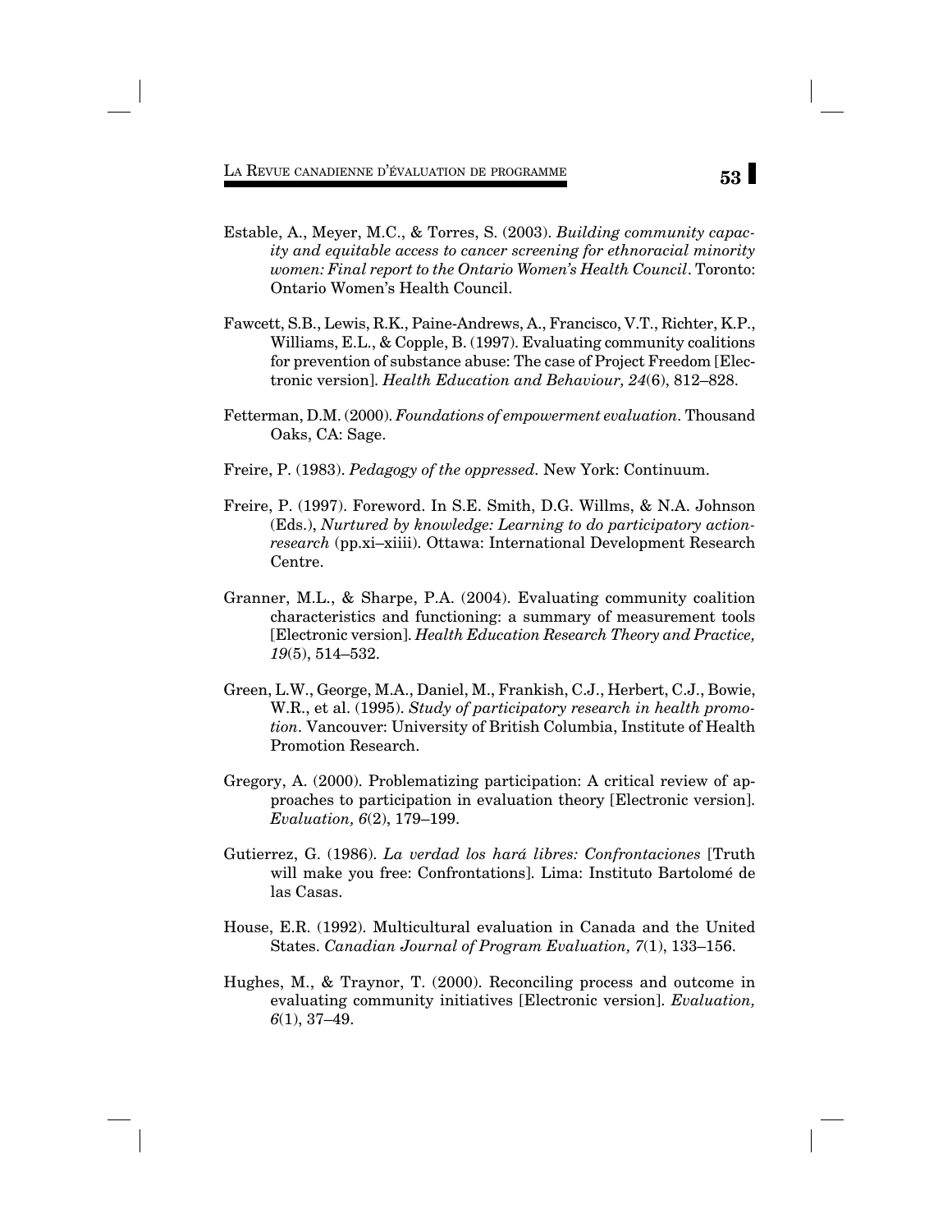Estable, A., Meyer, M.C., & Torres, S. (2003). *Building community capacity and equitable access to cancer screening for ethnoracial minority women: Final report to the Ontario Women's Health Council*. Toronto: Ontario Women's Health Council.

Fawcett, S.B., Lewis, R.K., Paine-Andrews, A., Francisco, V.T., Richter, K.P., Williams, E.L., & Copple, B. (1997). Evaluating community coalitions for prevention of substance abuse: The case of Project Freedom [Electronic version]. *Health Education and Behaviour, 24*(6), 812–828.

Fetterman, D.M. (2000). *Foundations of empowerment evaluation*. Thousand Oaks, CA: Sage.

Freire, P. (1983). *Pedagogy of the oppressed*. New York: Continuum.

Freire, P. (1997). Foreword. In S.E. Smith, D.G. Willms, & N.A. Johnson (Eds.), *Nurtured by knowledge: Learning to do participatory action-research* (pp.xi–xiiii). Ottawa: International Development Research Centre.

Granner, M.L., & Sharpe, P.A. (2004). Evaluating community coalition characteristics and functioning: a summary of measurement tools [Electronic version]. *Health Education Research Theory and Practice, 19*(5), 514–532.

Green, L.W., George, M.A., Daniel, M., Frankish, C.J., Herbert, C.J., Bowie, W.R., et al. (1995). *Study of participatory research in health promotion*. Vancouver: University of British Columbia, Institute of Health Promotion Research.

Gregory, A. (2000). Problematizing participation: A critical review of approaches to participation in evaluation theory [Electronic version]. *Evaluation, 6*(2), 179–199.

Gutierrez, G. (1986). *La verdad los hará libres: Confrontaciones* [Truth will make you free: Confrontations]. Lima: Instituto Bartolomé de las Casas.

House, E.R. (1992). Multicultural evaluation in Canada and the United States. *Canadian Journal of Program Evaluation, 7*(1), 133–156.

Hughes, M., & Traynor, T. (2000). Reconciling process and outcome in evaluating community initiatives [Electronic version]. *Evaluation, 6*(1), 37–49.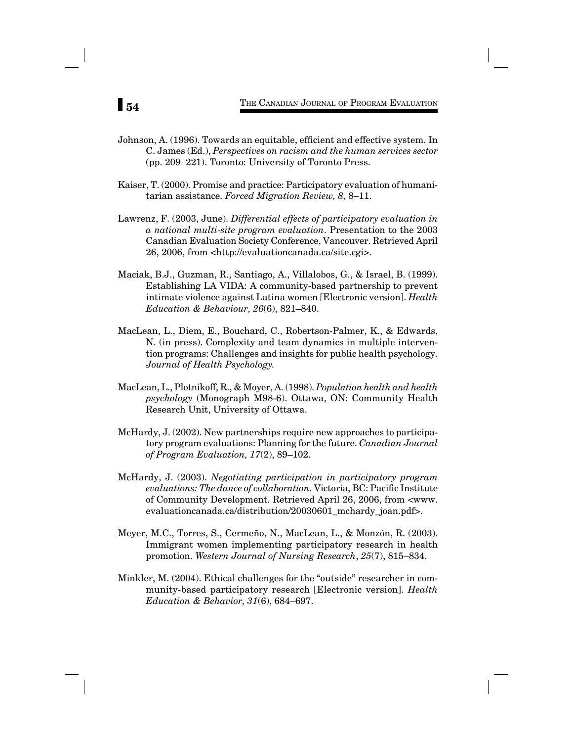Johnson, A. (1996). Towards an equitable, efficient and effective system. In C. James (Ed.), *Perspectives on racism and the human services sector* (pp. 209–221). Toronto: University of Toronto Press.

Kaiser, T. (2000). Promise and practice: Participatory evaluation of humanitarian assistance. *Forced Migration Review, 8,* 8–11.

Lawrenz, F. (2003, June). *Differential effects of participatory evaluation in a national multi-site program evaluation*. Presentation to the 2003 Canadian Evaluation Society Conference, Vancouver. Retrieved April 26, 2006, from <http://evaluationcanada.ca/site.cgi>.

Maciak, B.J., Guzman, R., Santiago, A., Villalobos, G., & Israel, B. (1999). Establishing LA VIDA: A community-based partnership to prevent intimate violence against Latina women [Electronic version]. *Health Education & Behaviour, 26*(6), 821–840.

MacLean, L., Diem, E., Bouchard, C., Robertson-Palmer, K., & Edwards, N. (in press). Complexity and team dynamics in multiple intervention programs: Challenges and insights for public health psychology. *Journal of Health Psychology.*

MacLean, L., Plotnikoff, R., & Moyer, A. (1998). *Population health and health psychology* (Monograph M98-6). Ottawa, ON: Community Health Research Unit, University of Ottawa.

McHardy, J. (2002). New partnerships require new approaches to participatory program evaluations: Planning for the future. *Canadian Journal of Program Evaluation, 17*(2), 89–102.

McHardy, J. (2003). *Negotiating participation in participatory program evaluations: The dance of collaboration.* Victoria, BC: Pacific Institute of Community Development. Retrieved April 26, 2006, from <www.evaluationcanada.ca/distribution/20030601_mchardy_joan.pdf>.

Meyer, M.C., Torres, S., Cermeño, N., MacLean, L., & Monzón, R. (2003). Immigrant women implementing participatory research in health promotion. *Western Journal of Nursing Research*, *25*(7), 815–834.

Minkler, M. (2004). Ethical challenges for the "outside" researcher in community-based participatory research [Electronic version]. *Health Education & Behavior, 31*(6), 684–697.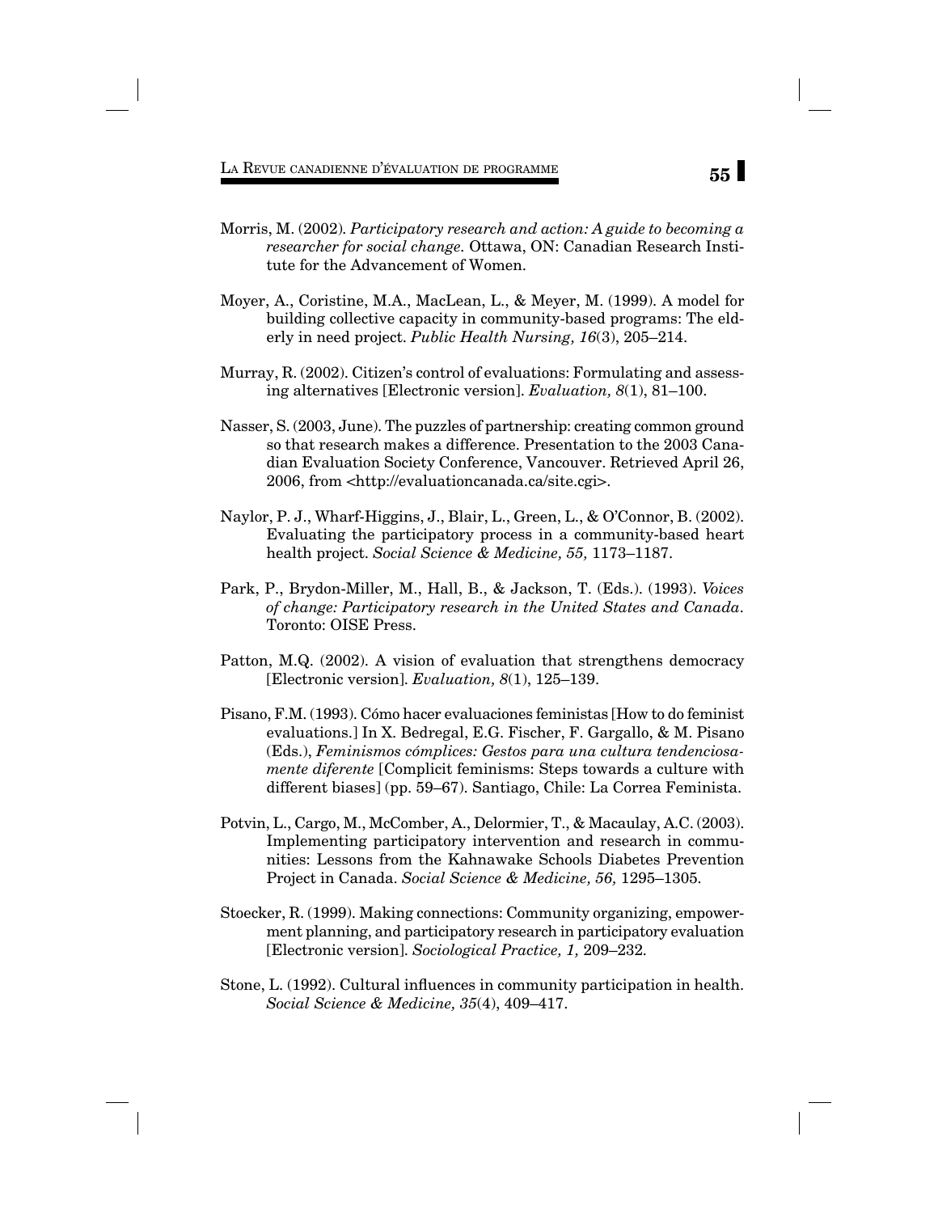Morris, M. (2002). *Participatory research and action: A guide to becoming a researcher for social change.* Ottawa, ON: Canadian Research Institute for the Advancement of Women.

Moyer, A., Coristine, M.A., MacLean, L., & Meyer, M. (1999). A model for building collective capacity in community-based programs: The elderly in need project. *Public Health Nursing, 16*(3), 205–214.

Murray, R. (2002). Citizen's control of evaluations: Formulating and assessing alternatives [Electronic version]. *Evaluation, 8*(1), 81–100.

Nasser, S. (2003, June). The puzzles of partnership: creating common ground so that research makes a difference. Presentation to the 2003 Canadian Evaluation Society Conference, Vancouver. Retrieved April 26, 2006, from <http://evaluationcanada.ca/site.cgi>.

Naylor, P. J., Wharf-Higgins, J., Blair, L., Green, L., & O'Connor, B. (2002). Evaluating the participatory process in a community-based heart health project. *Social Science & Medicine, 55,* 1173–1187.

Park, P., Brydon-Miller, M., Hall, B., & Jackson, T. (Eds.). (1993). *Voices of change: Participatory research in the United States and Canada*. Toronto: OISE Press.

Patton, M.Q. (2002). A vision of evaluation that strengthens democracy [Electronic version]. *Evaluation, 8*(1), 125–139.

Pisano, F.M. (1993). Cómo hacer evaluaciones feministas [How to do feminist evaluations.] In X. Bedregal, E.G. Fischer, F. Gargallo, & M. Pisano (Eds.), *Feminismos cómplices: Gestos para una cultura tendenciosamente diferente* [Complicit feminisms: Steps towards a culture with different biases] (pp. 59–67). Santiago, Chile: La Correa Feminista.

Potvin, L., Cargo, M., McComber, A., Delormier, T., & Macaulay, A.C. (2003). Implementing participatory intervention and research in communities: Lessons from the Kahnawake Schools Diabetes Prevention Project in Canada. *Social Science & Medicine, 56,* 1295–1305.

Stoecker, R. (1999). Making connections: Community organizing, empowerment planning, and participatory research in participatory evaluation [Electronic version]. *Sociological Practice, 1,* 209–232.

Stone, L. (1992). Cultural influences in community participation in health. *Social Science & Medicine, 35*(4), 409–417.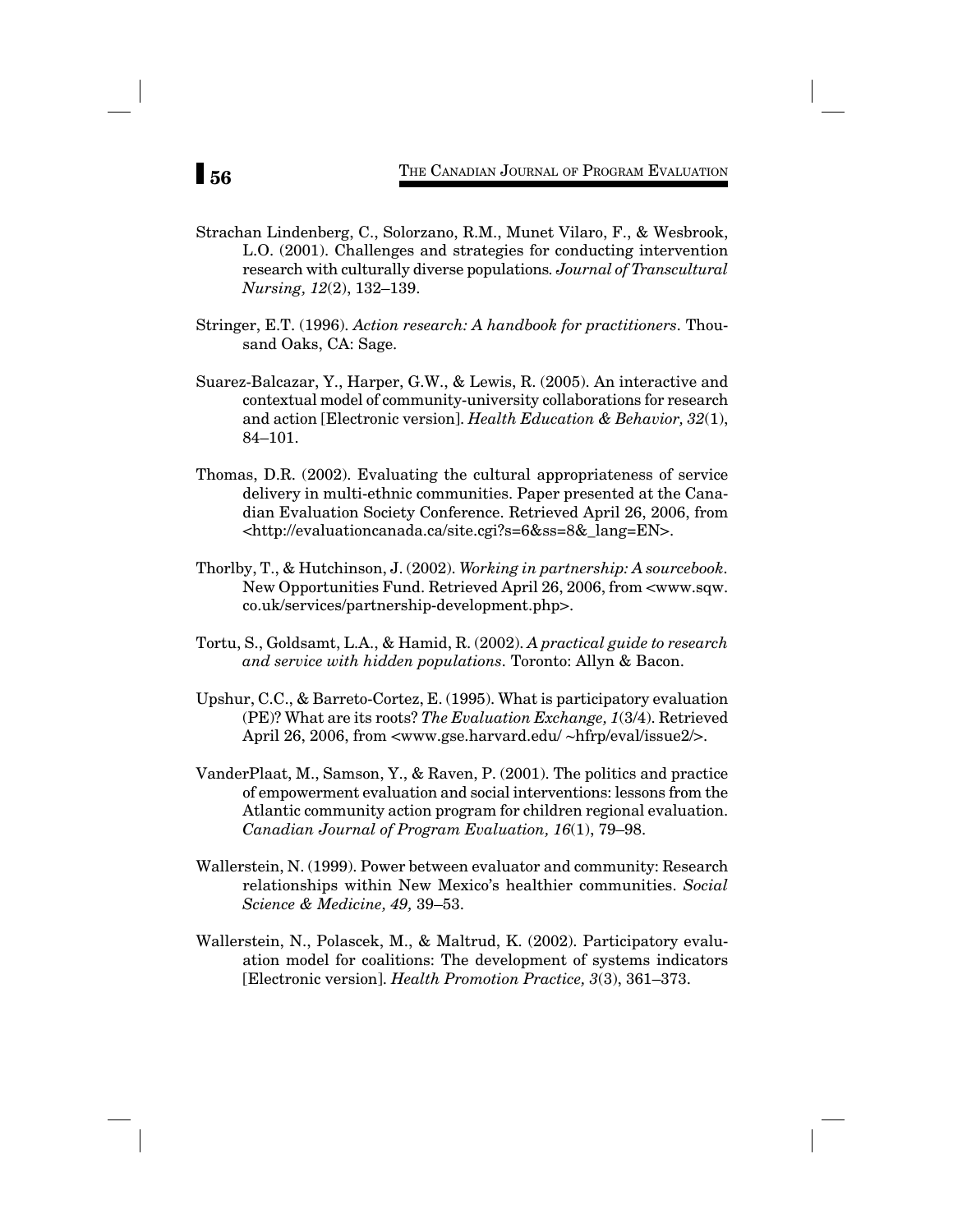Strachan Lindenberg, C., Solorzano, R.M., Munet Vilaro, F., & Wesbrook, L.O. (2001). Challenges and strategies for conducting intervention research with culturally diverse populations. *Journal of Transcultural Nursing, 12*(2), 132–139.

Stringer, E.T. (1996). *Action research: A handbook for practitioners*. Thousand Oaks, CA: Sage.

Suarez-Balcazar, Y., Harper, G.W., & Lewis, R. (2005). An interactive and contextual model of community-university collaborations for research and action [Electronic version]. *Health Education & Behavior, 32*(1), 84–101.

Thomas, D.R. (2002). Evaluating the cultural appropriateness of service delivery in multi-ethnic communities. Paper presented at the Canadian Evaluation Society Conference. Retrieved April 26, 2006, from <http://evaluationcanada.ca/site.cgi?s=6&ss=8&_lang=EN>.

Thorlby, T., & Hutchinson, J. (2002). *Working in partnership: A sourcebook*. New Opportunities Fund. Retrieved April 26, 2006, from <www.sqw.co.uk/services/partnership-development.php>.

Tortu, S., Goldsamt, L.A., & Hamid, R. (2002). *A practical guide to research and service with hidden populations*. Toronto: Allyn & Bacon.

Upshur, C.C., & Barreto-Cortez, E. (1995). What is participatory evaluation (PE)? What are its roots? *The Evaluation Exchange, 1*(3/4). Retrieved April 26, 2006, from <www.gse.harvard.edu/ ~hfrp/eval/issue2/>.

VanderPlaat, M., Samson, Y., & Raven, P. (2001). The politics and practice of empowerment evaluation and social interventions: lessons from the Atlantic community action program for children regional evaluation. *Canadian Journal of Program Evaluation, 16*(1), 79–98.

Wallerstein, N. (1999). Power between evaluator and community: Research relationships within New Mexico's healthier communities. *Social Science & Medicine, 49,* 39–53.

Wallerstein, N., Polascek, M., & Maltrud, K. (2002). Participatory evaluation model for coalitions: The development of systems indicators [Electronic version]. *Health Promotion Practice, 3*(3), 361–373.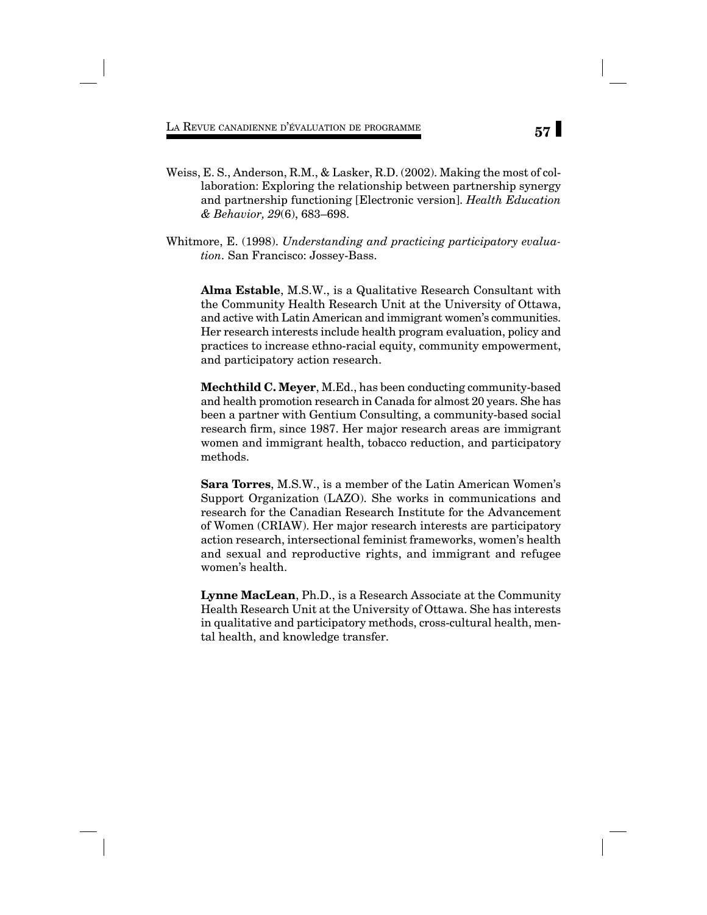Weiss, E. S., Anderson, R.M., & Lasker, R.D. (2002). Making the most of collaboration: Exploring the relationship between partnership synergy and partnership functioning [Electronic version]. *Health Education & Behavior, 29*(6), 683–698.

Whitmore, E. (1998). *Understanding and practicing participatory evaluation*. San Francisco: Jossey-Bass.

**Alma Estable**, M.S.W., is a Qualitative Research Consultant with the Community Health Research Unit at the University of Ottawa, and active with Latin American and immigrant women's communities. Her research interests include health program evaluation, policy and practices to increase ethno-racial equity, community empowerment, and participatory action research.

**Mechthild C. Meyer**, M.Ed., has been conducting community-based and health promotion research in Canada for almost 20 years. She has been a partner with Gentium Consulting, a community-based social research firm, since 1987. Her major research areas are immigrant women and immigrant health, tobacco reduction, and participatory methods.

**Sara Torres**, M.S.W., is a member of the Latin American Women's Support Organization (LAZO). She works in communications and research for the Canadian Research Institute for the Advancement of Women (CRIAW). Her major research interests are participatory action research, intersectional feminist frameworks, women's health and sexual and reproductive rights, and immigrant and refugee women's health.

**Lynne MacLean**, Ph.D., is a Research Associate at the Community Health Research Unit at the University of Ottawa. She has interests in qualitative and participatory methods, cross-cultural health, mental health, and knowledge transfer.